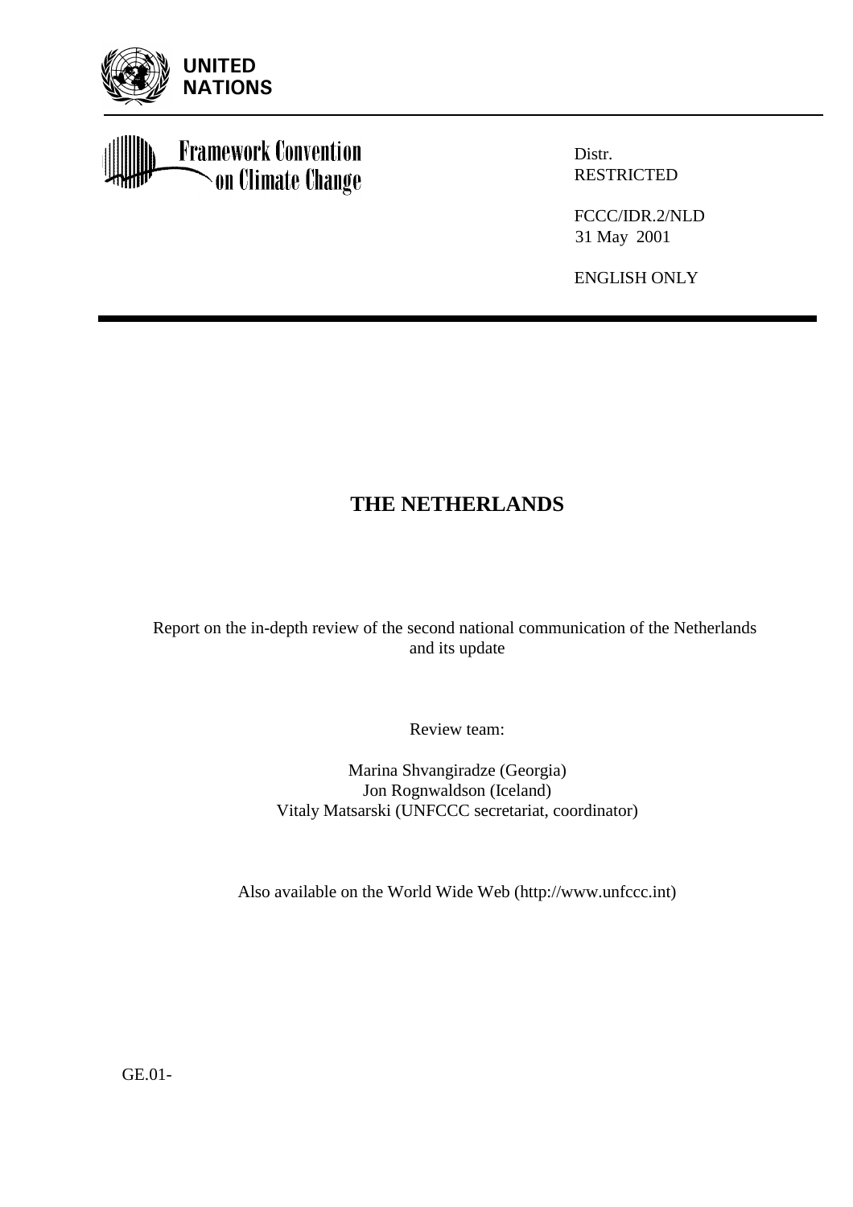UNITED NATIONS

Framework Convention on Climate Change

Distr.
RESTRICTED

FCCC/IDR.2/NLD
31 May 2001

ENGLISH ONLY

# THE NETHERLANDS

Report on the in-depth review of the second national communication of the Netherlands and its update

Review team:

Marina Shvangiradze (Georgia)
Jon Rognwaldson (Iceland)
Vitaly Matsarski (UNFCCC secretariat, coordinator)

Also available on the World Wide Web (http://www.unfccc.int)

GE.01-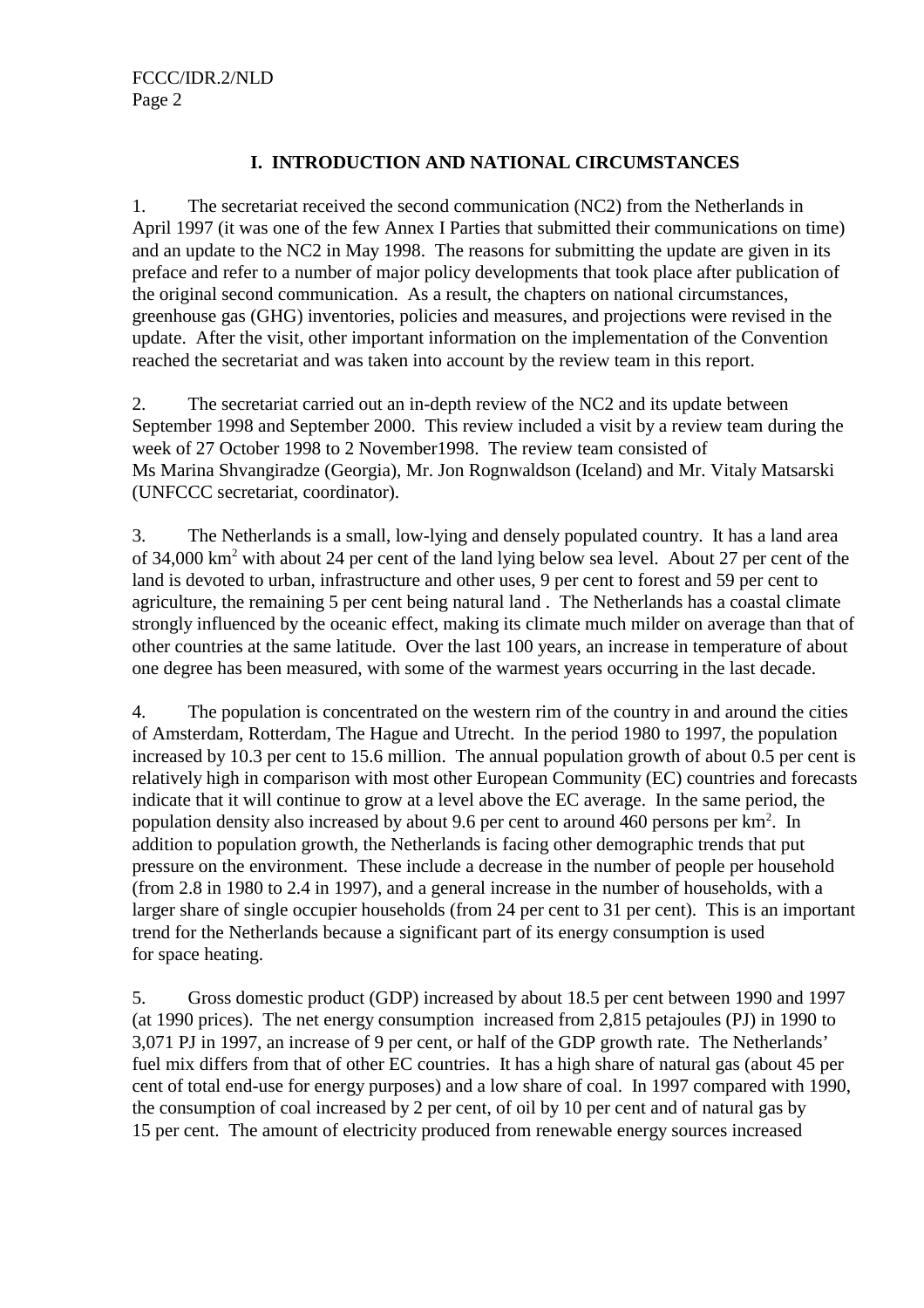## I. INTRODUCTION AND NATIONAL CIRCUMSTANCES

1. The secretariat received the second communication (NC2) from the Netherlands in April 1997 (it was one of the few Annex I Parties that submitted their communications on time) and an update to the NC2 in May 1998. The reasons for submitting the update are given in its preface and refer to a number of major policy developments that took place after publication of the original second communication. As a result, the chapters on national circumstances, greenhouse gas (GHG) inventories, policies and measures, and projections were revised in the update. After the visit, other important information on the implementation of the Convention reached the secretariat and was taken into account by the review team in this report.

2. The secretariat carried out an in-depth review of the NC2 and its update between September 1998 and September 2000. This review included a visit by a review team during the week of 27 October 1998 to 2 November1998. The review team consisted of Ms Marina Shvangiradze (Georgia), Mr. Jon Rognwaldson (Iceland) and Mr. Vitaly Matsarski (UNFCCC secretariat, coordinator).

3. The Netherlands is a small, low-lying and densely populated country. It has a land area of 34,000 km$^2$ with about 24 per cent of the land lying below sea level. About 27 per cent of the land is devoted to urban, infrastructure and other uses, 9 per cent to forest and 59 per cent to agriculture, the remaining 5 per cent being natural land . The Netherlands has a coastal climate strongly influenced by the oceanic effect, making its climate much milder on average than that of other countries at the same latitude. Over the last 100 years, an increase in temperature of about one degree has been measured, with some of the warmest years occurring in the last decade.

4. The population is concentrated on the western rim of the country in and around the cities of Amsterdam, Rotterdam, The Hague and Utrecht. In the period 1980 to 1997, the population increased by 10.3 per cent to 15.6 million. The annual population growth of about 0.5 per cent is relatively high in comparison with most other European Community (EC) countries and forecasts indicate that it will continue to grow at a level above the EC average. In the same period, the population density also increased by about 9.6 per cent to around 460 persons per km$^2$. In addition to population growth, the Netherlands is facing other demographic trends that put pressure on the environment. These include a decrease in the number of people per household (from 2.8 in 1980 to 2.4 in 1997), and a general increase in the number of households, with a larger share of single occupier households (from 24 per cent to 31 per cent). This is an important trend for the Netherlands because a significant part of its energy consumption is used for space heating.

5. Gross domestic product (GDP) increased by about 18.5 per cent between 1990 and 1997 (at 1990 prices). The net energy consumption increased from 2,815 petajoules (PJ) in 1990 to 3,071 PJ in 1997, an increase of 9 per cent, or half of the GDP growth rate. The Netherlands' fuel mix differs from that of other EC countries. It has a high share of natural gas (about 45 per cent of total end-use for energy purposes) and a low share of coal. In 1997 compared with 1990, the consumption of coal increased by 2 per cent, of oil by 10 per cent and of natural gas by 15 per cent. The amount of electricity produced from renewable energy sources increased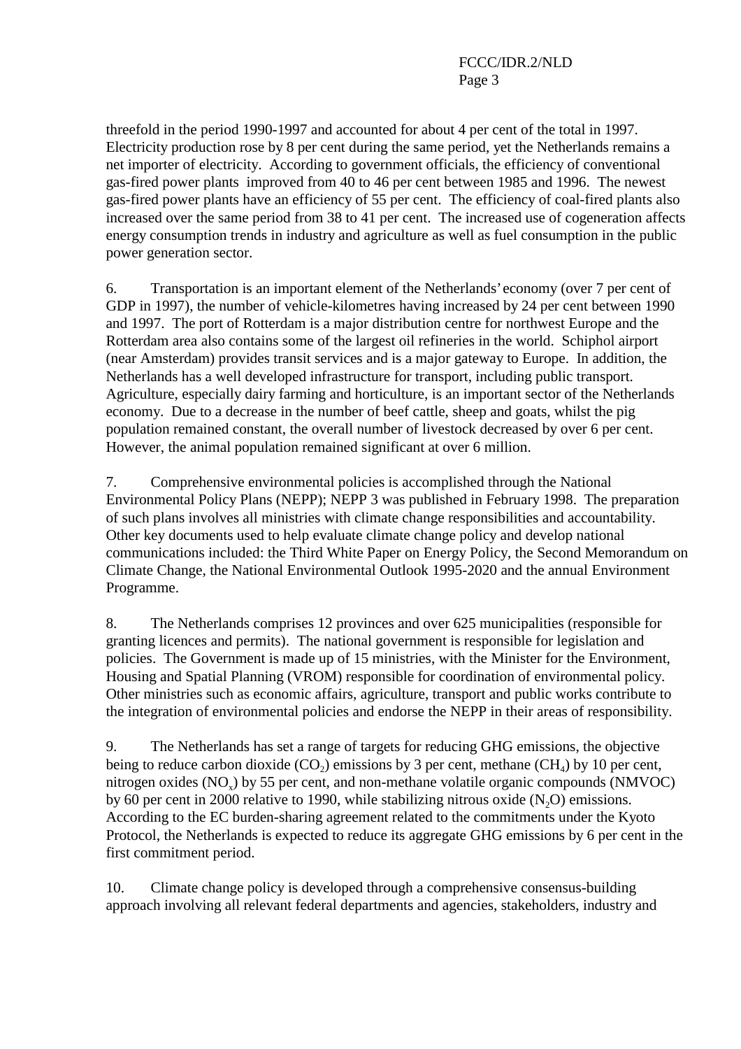threefold in the period 1990-1997 and accounted for about 4 per cent of the total in 1997. Electricity production rose by 8 per cent during the same period, yet the Netherlands remains a net importer of electricity. According to government officials, the efficiency of conventional gas-fired power plants improved from 40 to 46 per cent between 1985 and 1996. The newest gas-fired power plants have an efficiency of 55 per cent. The efficiency of coal-fired plants also increased over the same period from 38 to 41 per cent. The increased use of cogeneration affects energy consumption trends in industry and agriculture as well as fuel consumption in the public power generation sector.

6. Transportation is an important element of the Netherlands' economy (over 7 per cent of GDP in 1997), the number of vehicle-kilometres having increased by 24 per cent between 1990 and 1997. The port of Rotterdam is a major distribution centre for northwest Europe and the Rotterdam area also contains some of the largest oil refineries in the world. Schiphol airport (near Amsterdam) provides transit services and is a major gateway to Europe. In addition, the Netherlands has a well developed infrastructure for transport, including public transport. Agriculture, especially dairy farming and horticulture, is an important sector of the Netherlands economy. Due to a decrease in the number of beef cattle, sheep and goats, whilst the pig population remained constant, the overall number of livestock decreased by over 6 per cent. However, the animal population remained significant at over 6 million.

7. Comprehensive environmental policies is accomplished through the National Environmental Policy Plans (NEPP); NEPP 3 was published in February 1998. The preparation of such plans involves all ministries with climate change responsibilities and accountability. Other key documents used to help evaluate climate change policy and develop national communications included: the Third White Paper on Energy Policy, the Second Memorandum on Climate Change, the National Environmental Outlook 1995-2020 and the annual Environment Programme.

8. The Netherlands comprises 12 provinces and over 625 municipalities (responsible for granting licences and permits). The national government is responsible for legislation and policies. The Government is made up of 15 ministries, with the Minister for the Environment, Housing and Spatial Planning (VROM) responsible for coordination of environmental policy. Other ministries such as economic affairs, agriculture, transport and public works contribute to the integration of environmental policies and endorse the NEPP in their areas of responsibility.

9. The Netherlands has set a range of targets for reducing GHG emissions, the objective being to reduce carbon dioxide ($CO_2$) emissions by 3 per cent, methane ($CH_4$) by 10 per cent, nitrogen oxides ($NO_x$) by 55 per cent, and non-methane volatile organic compounds (NMVOC) by 60 per cent in 2000 relative to 1990, while stabilizing nitrous oxide ($N_2O$) emissions. According to the EC burden-sharing agreement related to the commitments under the Kyoto Protocol, the Netherlands is expected to reduce its aggregate GHG emissions by 6 per cent in the first commitment period.

10. Climate change policy is developed through a comprehensive consensus-building approach involving all relevant federal departments and agencies, stakeholders, industry and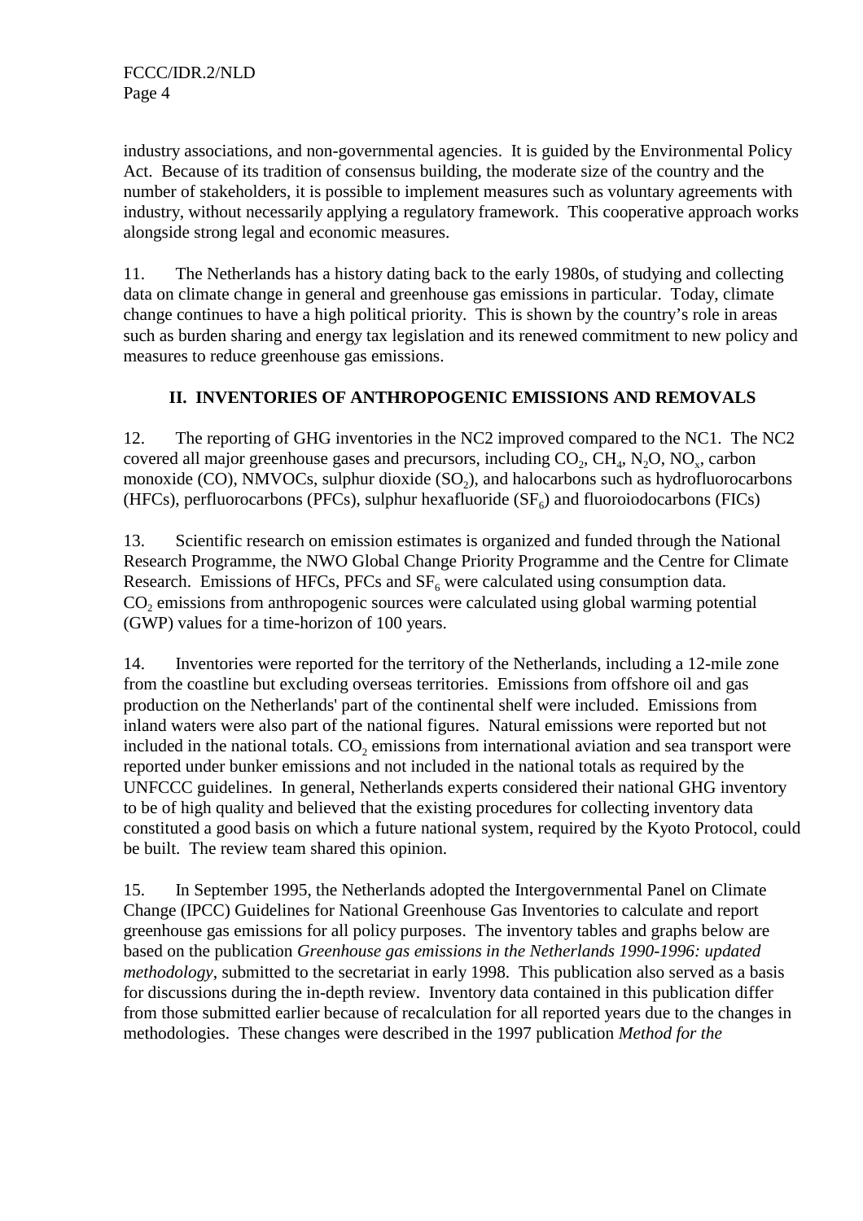industry associations, and non-governmental agencies. It is guided by the Environmental Policy Act. Because of its tradition of consensus building, the moderate size of the country and the number of stakeholders, it is possible to implement measures such as voluntary agreements with industry, without necessarily applying a regulatory framework. This cooperative approach works alongside strong legal and economic measures.

11. The Netherlands has a history dating back to the early 1980s, of studying and collecting data on climate change in general and greenhouse gas emissions in particular. Today, climate change continues to have a high political priority. This is shown by the country's role in areas such as burden sharing and energy tax legislation and its renewed commitment to new policy and measures to reduce greenhouse gas emissions.

## II. INVENTORIES OF ANTHROPOGENIC EMISSIONS AND REMOVALS

12. The reporting of GHG inventories in the NC2 improved compared to the NC1. The NC2 covered all major greenhouse gases and precursors, including $CO_2$, $CH_4$, $N_2O$, $NO_x$, carbon monoxide (CO), NMVOCs, sulphur dioxide ($SO_2$), and halocarbons such as hydrofluorocarbons (HFCs), perfluorocarbons (PFCs), sulphur hexafluoride ($SF_6$) and fluoroiodocarbons (FICs)

13. Scientific research on emission estimates is organized and funded through the National Research Programme, the NWO Global Change Priority Programme and the Centre for Climate Research. Emissions of HFCs, PFCs and $SF_6$ were calculated using consumption data. $CO_2$ emissions from anthropogenic sources were calculated using global warming potential (GWP) values for a time-horizon of 100 years.

14. Inventories were reported for the territory of the Netherlands, including a 12-mile zone from the coastline but excluding overseas territories. Emissions from offshore oil and gas production on the Netherlands' part of the continental shelf were included. Emissions from inland waters were also part of the national figures. Natural emissions were reported but not included in the national totals. $CO_2$ emissions from international aviation and sea transport were reported under bunker emissions and not included in the national totals as required by the UNFCCC guidelines. In general, Netherlands experts considered their national GHG inventory to be of high quality and believed that the existing procedures for collecting inventory data constituted a good basis on which a future national system, required by the Kyoto Protocol, could be built. The review team shared this opinion.

15. In September 1995, the Netherlands adopted the Intergovernmental Panel on Climate Change (IPCC) Guidelines for National Greenhouse Gas Inventories to calculate and report greenhouse gas emissions for all policy purposes. The inventory tables and graphs below are based on the publication *Greenhouse gas emissions in the Netherlands 1990-1996: updated methodology*, submitted to the secretariat in early 1998. This publication also served as a basis for discussions during the in-depth review. Inventory data contained in this publication differ from those submitted earlier because of recalculation for all reported years due to the changes in methodologies. These changes were described in the 1997 publication *Method for the*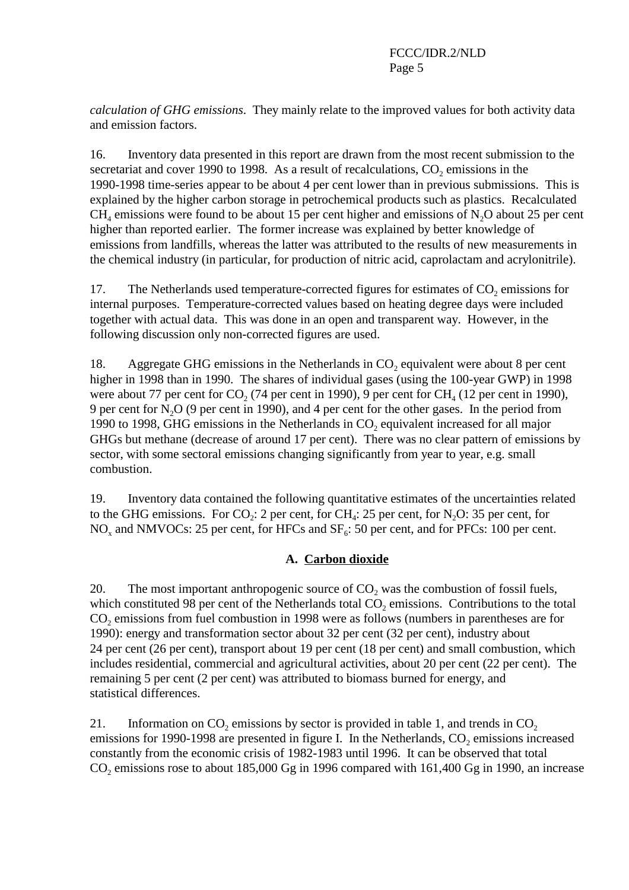*calculation of GHG emissions*. They mainly relate to the improved values for both activity data and emission factors.

16. Inventory data presented in this report are drawn from the most recent submission to the secretariat and cover 1990 to 1998. As a result of recalculations, $CO_2$ emissions in the 1990-1998 time-series appear to be about 4 per cent lower than in previous submissions. This is explained by the higher carbon storage in petrochemical products such as plastics. Recalculated $CH_4$ emissions were found to be about 15 per cent higher and emissions of $N_2O$ about 25 per cent higher than reported earlier. The former increase was explained by better knowledge of emissions from landfills, whereas the latter was attributed to the results of new measurements in the chemical industry (in particular, for production of nitric acid, caprolactam and acrylonitrile).

17. The Netherlands used temperature-corrected figures for estimates of $CO_2$ emissions for internal purposes. Temperature-corrected values based on heating degree days were included together with actual data. This was done in an open and transparent way. However, in the following discussion only non-corrected figures are used.

18. Aggregate GHG emissions in the Netherlands in $CO_2$ equivalent were about 8 per cent higher in 1998 than in 1990. The shares of individual gases (using the 100-year GWP) in 1998 were about 77 per cent for $CO_2$ (74 per cent in 1990), 9 per cent for $CH_4$ (12 per cent in 1990), 9 per cent for $N_2O$ (9 per cent in 1990), and 4 per cent for the other gases. In the period from 1990 to 1998, GHG emissions in the Netherlands in $CO_2$ equivalent increased for all major GHGs but methane (decrease of around 17 per cent). There was no clear pattern of emissions by sector, with some sectoral emissions changing significantly from year to year, e.g. small combustion.

19. Inventory data contained the following quantitative estimates of the uncertainties related to the GHG emissions. For $CO_2$: 2 per cent, for $CH_4$: 25 per cent, for $N_2O$: 35 per cent, for $NO_x$ and NMVOCs: 25 per cent, for HFCs and $SF_6$: 50 per cent, and for PFCs: 100 per cent.

### A. Carbon dioxide

20. The most important anthropogenic source of $CO_2$ was the combustion of fossil fuels, which constituted 98 per cent of the Netherlands total $CO_2$ emissions. Contributions to the total $CO_2$ emissions from fuel combustion in 1998 were as follows (numbers in parentheses are for 1990): energy and transformation sector about 32 per cent (32 per cent), industry about 24 per cent (26 per cent), transport about 19 per cent (18 per cent) and small combustion, which includes residential, commercial and agricultural activities, about 20 per cent (22 per cent). The remaining 5 per cent (2 per cent) was attributed to biomass burned for energy, and statistical differences.

21. Information on $CO_2$ emissions by sector is provided in table 1, and trends in $CO_2$ emissions for 1990-1998 are presented in figure I. In the Netherlands, $CO_2$ emissions increased constantly from the economic crisis of 1982-1983 until 1996. It can be observed that total $CO_2$ emissions rose to about 185,000 Gg in 1996 compared with 161,400 Gg in 1990, an increase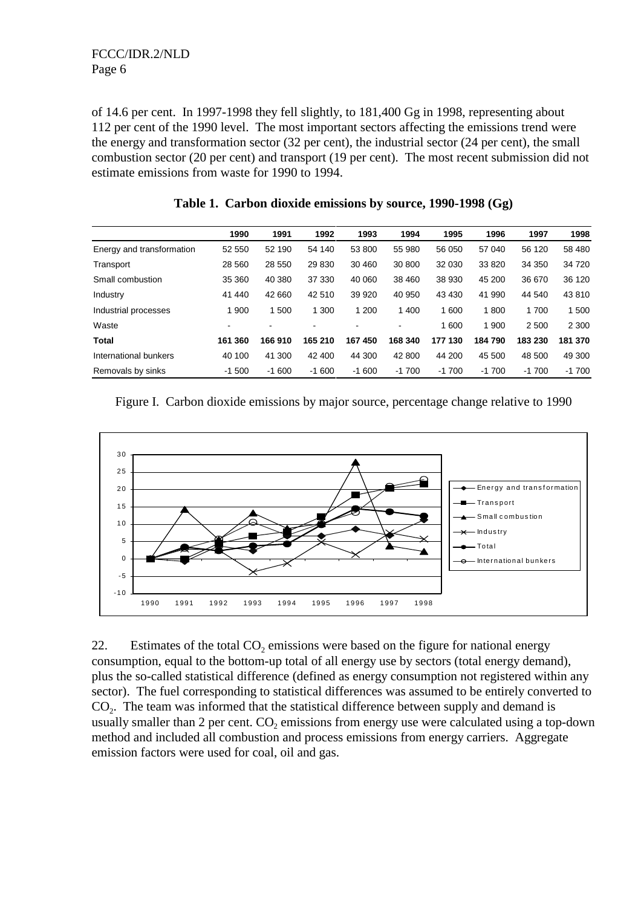of 14.6 per cent. In 1997-1998 they fell slightly, to 181,400 Gg in 1998, representing about 112 per cent of the 1990 level. The most important sectors affecting the emissions trend were the energy and transformation sector (32 per cent), the industrial sector (24 per cent), the small combustion sector (20 per cent) and transport (19 per cent). The most recent submission did not estimate emissions from waste for 1990 to 1994.

**Table 1. Carbon dioxide emissions by source, 1990-1998 (Gg)**

| | 1990 | 1991 | 1992 | 1993 | 1994 | 1995 | 1996 | 1997 | 1998 |
|---|---|---|---|---|---|---|---|---|---|
| Energy and transformation | 52 550 | 52 190 | 54 140 | 53 800 | 55 980 | 56 050 | 57 040 | 56 120 | 58 480 |
| Transport | 28 560 | 28 550 | 29 830 | 30 460 | 30 800 | 32 030 | 33 820 | 34 350 | 34 720 |
| Small combustion | 35 360 | 40 380 | 37 330 | 40 060 | 38 460 | 38 930 | 45 200 | 36 670 | 36 120 |
| Industry | 41 440 | 42 660 | 42 510 | 39 920 | 40 950 | 43 430 | 41 990 | 44 540 | 43 810 |
| Industrial processes | 1 900 | 1 500 | 1 300 | 1 200 | 1 400 | 1 600 | 1 800 | 1 700 | 1 500 |
| Waste | - | - | - | - | - | 1 600 | 1 900 | 2 500 | 2 300 |
| **Total** | **161 360** | **166 910** | **165 210** | **167 450** | **168 340** | **177 130** | **184 790** | **183 230** | **181 370** |
| International bunkers | 40 100 | 41 300 | 42 400 | 44 300 | 42 800 | 44 200 | 45 500 | 48 500 | 49 300 |
| Removals by sinks | -1 500 | -1 600 | -1 600 | -1 600 | -1 700 | -1 700 | -1 700 | -1 700 | -1 700 |

Figure I. Carbon dioxide emissions by major source, percentage change relative to 1990

22. Estimates of the total $CO_2$ emissions were based on the figure for national energy consumption, equal to the bottom-up total of all energy use by sectors (total energy demand), plus the so-called statistical difference (defined as energy consumption not registered within any sector). The fuel corresponding to statistical differences was assumed to be entirely converted to $CO_2$. The team was informed that the statistical difference between supply and demand is usually smaller than 2 per cent. $CO_2$ emissions from energy use were calculated using a top-down method and included all combustion and process emissions from energy carriers. Aggregate emission factors were used for coal, oil and gas.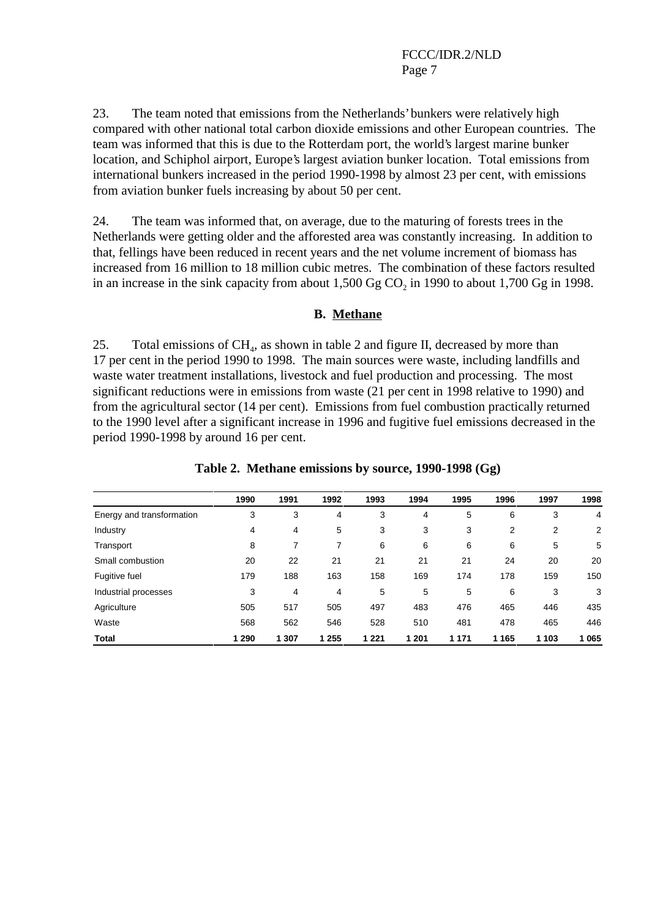23. The team noted that emissions from the Netherlands' bunkers were relatively high compared with other national total carbon dioxide emissions and other European countries. The team was informed that this is due to the Rotterdam port, the world's largest marine bunker location, and Schiphol airport, Europe's largest aviation bunker location. Total emissions from international bunkers increased in the period 1990-1998 by almost 23 per cent, with emissions from aviation bunker fuels increasing by about 50 per cent.

24. The team was informed that, on average, due to the maturing of forests trees in the Netherlands were getting older and the afforested area was constantly increasing. In addition to that, fellings have been reduced in recent years and the net volume increment of biomass has increased from 16 million to 18 million cubic metres. The combination of these factors resulted in an increase in the sink capacity from about 1,500 Gg $CO_2$ in 1990 to about 1,700 Gg in 1998.

## B. Methane

25. Total emissions of $CH_4$, as shown in table 2 and figure II, decreased by more than 17 per cent in the period 1990 to 1998. The main sources were waste, including landfills and waste water treatment installations, livestock and fuel production and processing. The most significant reductions were in emissions from waste (21 per cent in 1998 relative to 1990) and from the agricultural sector (14 per cent). Emissions from fuel combustion practically returned to the 1990 level after a significant increase in 1996 and fugitive fuel emissions decreased in the period 1990-1998 by around 16 per cent.

**Table 2. Methane emissions by source, 1990-1998 (Gg)**

| | 1990 | 1991 | 1992 | 1993 | 1994 | 1995 | 1996 | 1997 | 1998 |
|---|---|---|---|---|---|---|---|---|---|
| Energy and transformation | 3 | 3 | 4 | 3 | 4 | 5 | 6 | 3 | 4 |
| Industry | 4 | 4 | 5 | 3 | 3 | 3 | 2 | 2 | 2 |
| Transport | 8 | 7 | 7 | 6 | 6 | 6 | 6 | 5 | 5 |
| Small combustion | 20 | 22 | 21 | 21 | 21 | 21 | 24 | 20 | 20 |
| Fugitive fuel | 179 | 188 | 163 | 158 | 169 | 174 | 178 | 159 | 150 |
| Industrial processes | 3 | 4 | 4 | 5 | 5 | 5 | 6 | 3 | 3 |
| Agriculture | 505 | 517 | 505 | 497 | 483 | 476 | 465 | 446 | 435 |
| Waste | 568 | 562 | 546 | 528 | 510 | 481 | 478 | 465 | 446 |
| **Total** | **1 290** | **1 307** | **1 255** | **1 221** | **1 201** | **1 171** | **1 165** | **1 103** | **1 065** |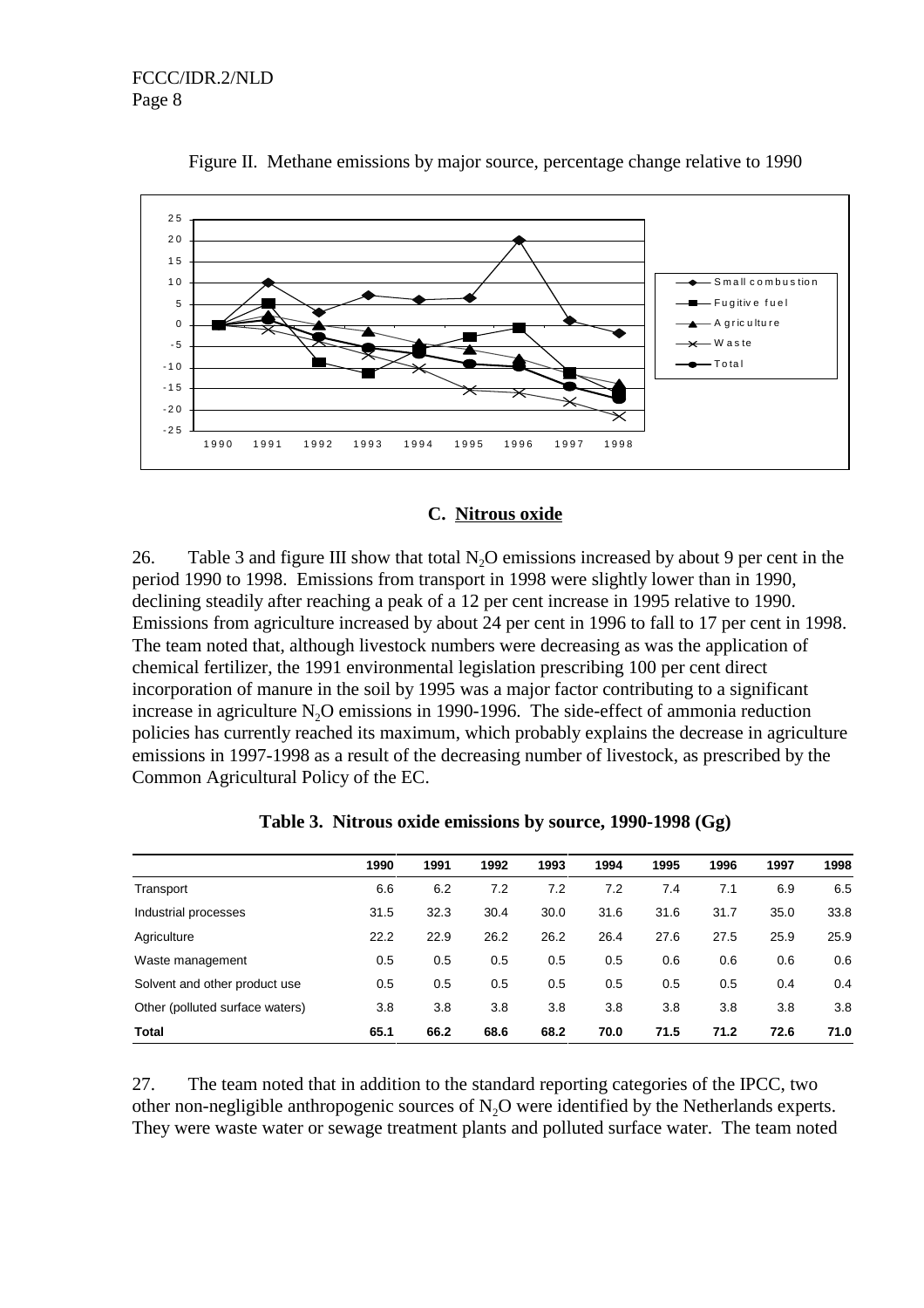Figure II. Methane emissions by major source, percentage change relative to 1990

### C. Nitrous oxide

26. Table 3 and figure III show that total $N_2O$ emissions increased by about 9 per cent in the period 1990 to 1998. Emissions from transport in 1998 were slightly lower than in 1990, declining steadily after reaching a peak of a 12 per cent increase in 1995 relative to 1990. Emissions from agriculture increased by about 24 per cent in 1996 to fall to 17 per cent in 1998. The team noted that, although livestock numbers were decreasing as was the application of chemical fertilizer, the 1991 environmental legislation prescribing 100 per cent direct incorporation of manure in the soil by 1995 was a major factor contributing to a significant increase in agriculture $N_2O$ emissions in 1990-1996. The side-effect of ammonia reduction policies has currently reached its maximum, which probably explains the decrease in agriculture emissions in 1997-1998 as a result of the decreasing number of livestock, as prescribed by the Common Agricultural Policy of the EC.

**Table 3. Nitrous oxide emissions by source, 1990-1998 (Gg)**

| | 1990 | 1991 | 1992 | 1993 | 1994 | 1995 | 1996 | 1997 | 1998 |
|---|---|---|---|---|---|---|---|---|---|
| Transport | 6.6 | 6.2 | 7.2 | 7.2 | 7.2 | 7.4 | 7.1 | 6.9 | 6.5 |
| Industrial processes | 31.5 | 32.3 | 30.4 | 30.0 | 31.6 | 31.6 | 31.7 | 35.0 | 33.8 |
| Agriculture | 22.2 | 22.9 | 26.2 | 26.2 | 26.4 | 27.6 | 27.5 | 25.9 | 25.9 |
| Waste management | 0.5 | 0.5 | 0.5 | 0.5 | 0.5 | 0.6 | 0.6 | 0.6 | 0.6 |
| Solvent and other product use | 0.5 | 0.5 | 0.5 | 0.5 | 0.5 | 0.5 | 0.5 | 0.4 | 0.4 |
| Other (polluted surface waters) | 3.8 | 3.8 | 3.8 | 3.8 | 3.8 | 3.8 | 3.8 | 3.8 | 3.8 |
| **Total** | **65.1** | **66.2** | **68.6** | **68.2** | **70.0** | **71.5** | **71.2** | **72.6** | **71.0** |

27. The team noted that in addition to the standard reporting categories of the IPCC, two other non-negligible anthropogenic sources of $N_2O$ were identified by the Netherlands experts. They were waste water or sewage treatment plants and polluted surface water. The team noted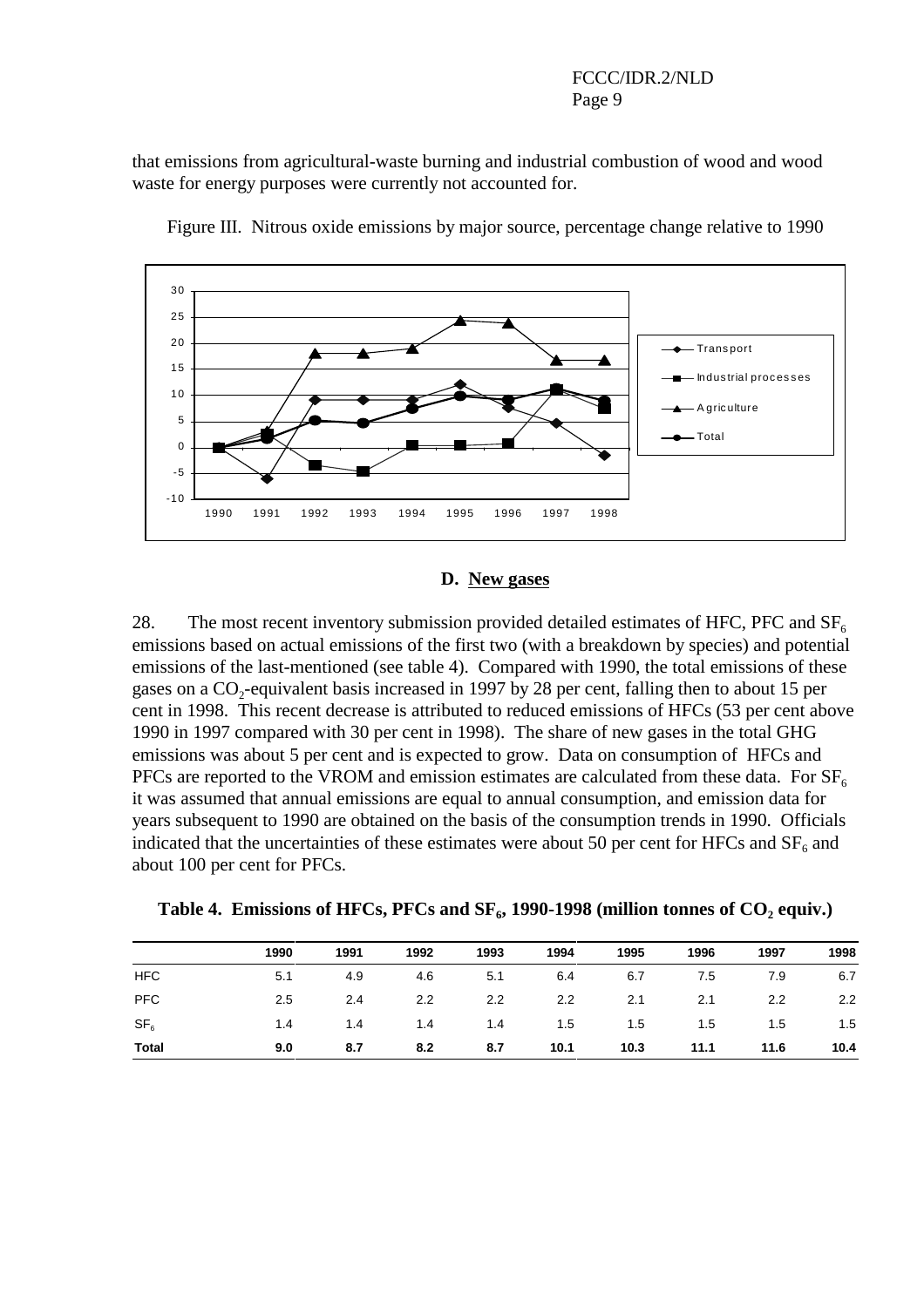that emissions from agricultural-waste burning and industrial combustion of wood and wood waste for energy purposes were currently not accounted for.

Figure III. Nitrous oxide emissions by major source, percentage change relative to 1990

### D. New gases

28. The most recent inventory submission provided detailed estimates of HFC, PFC and $SF_6$ emissions based on actual emissions of the first two (with a breakdown by species) and potential emissions of the last-mentioned (see table 4). Compared with 1990, the total emissions of these gases on a $CO_2$-equivalent basis increased in 1997 by 28 per cent, falling then to about 15 per cent in 1998. This recent decrease is attributed to reduced emissions of HFCs (53 per cent above 1990 in 1997 compared with 30 per cent in 1998). The share of new gases in the total GHG emissions was about 5 per cent and is expected to grow. Data on consumption of HFCs and PFCs are reported to the VROM and emission estimates are calculated from these data. For $SF_6$ it was assumed that annual emissions are equal to annual consumption, and emission data for years subsequent to 1990 are obtained on the basis of the consumption trends in 1990. Officials indicated that the uncertainties of these estimates were about 50 per cent for HFCs and $SF_6$ and about 100 per cent for PFCs.

**Table 4. Emissions of HFCs, PFCs and $SF_6$, 1990-1998 (million tonnes of $CO_2$ equiv.)**

| | 1990 | 1991 | 1992 | 1993 | 1994 | 1995 | 1996 | 1997 | 1998 |
|---|---|---|---|---|---|---|---|---|---|
| HFC | 5.1 | 4.9 | 4.6 | 5.1 | 6.4 | 6.7 | 7.5 | 7.9 | 6.7 |
| PFC | 2.5 | 2.4 | 2.2 | 2.2 | 2.2 | 2.1 | 2.1 | 2.2 | 2.2 |
| $SF_6$ | 1.4 | 1.4 | 1.4 | 1.4 | 1.5 | 1.5 | 1.5 | 1.5 | 1.5 |
| **Total** | **9.0** | **8.7** | **8.2** | **8.7** | **10.1** | **10.3** | **11.1** | **11.6** | **10.4** |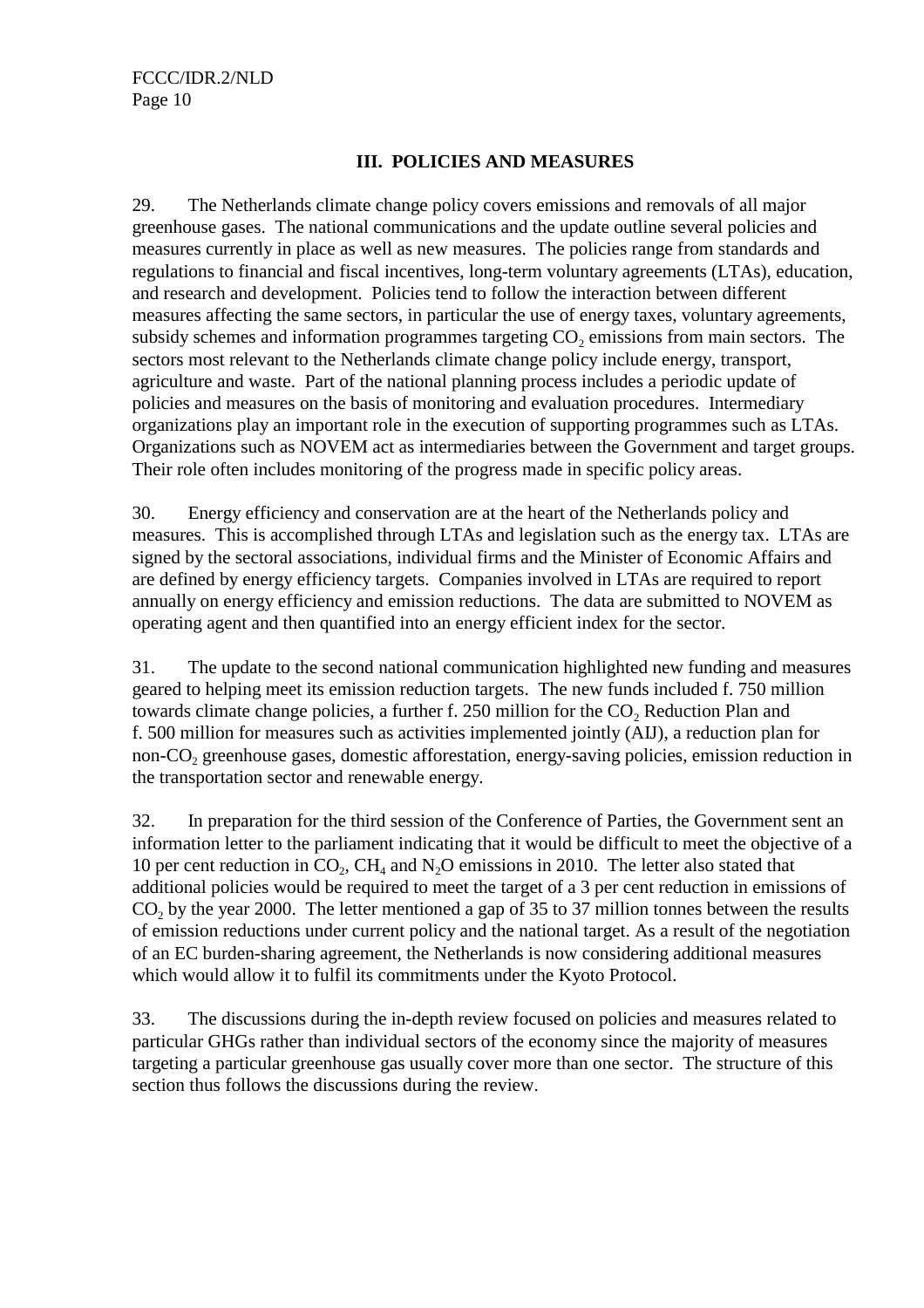# III. POLICIES AND MEASURES

29. The Netherlands climate change policy covers emissions and removals of all major greenhouse gases. The national communications and the update outline several policies and measures currently in place as well as new measures. The policies range from standards and regulations to financial and fiscal incentives, long-term voluntary agreements (LTAs), education, and research and development. Policies tend to follow the interaction between different measures affecting the same sectors, in particular the use of energy taxes, voluntary agreements, subsidy schemes and information programmes targeting $CO_2$ emissions from main sectors. The sectors most relevant to the Netherlands climate change policy include energy, transport, agriculture and waste. Part of the national planning process includes a periodic update of policies and measures on the basis of monitoring and evaluation procedures. Intermediary organizations play an important role in the execution of supporting programmes such as LTAs. Organizations such as NOVEM act as intermediaries between the Government and target groups. Their role often includes monitoring of the progress made in specific policy areas.

30. Energy efficiency and conservation are at the heart of the Netherlands policy and measures. This is accomplished through LTAs and legislation such as the energy tax. LTAs are signed by the sectoral associations, individual firms and the Minister of Economic Affairs and are defined by energy efficiency targets. Companies involved in LTAs are required to report annually on energy efficiency and emission reductions. The data are submitted to NOVEM as operating agent and then quantified into an energy efficient index for the sector.

31. The update to the second national communication highlighted new funding and measures geared to helping meet its emission reduction targets. The new funds included f. 750 million towards climate change policies, a further f. 250 million for the $CO_2$ Reduction Plan and f. 500 million for measures such as activities implemented jointly (AIJ), a reduction plan for non-$CO_2$ greenhouse gases, domestic afforestation, energy-saving policies, emission reduction in the transportation sector and renewable energy.

32. In preparation for the third session of the Conference of Parties, the Government sent an information letter to the parliament indicating that it would be difficult to meet the objective of a 10 per cent reduction in $CO_2$, $CH_4$ and $N_2O$ emissions in 2010. The letter also stated that additional policies would be required to meet the target of a 3 per cent reduction in emissions of $CO_2$ by the year 2000. The letter mentioned a gap of 35 to 37 million tonnes between the results of emission reductions under current policy and the national target. As a result of the negotiation of an EC burden-sharing agreement, the Netherlands is now considering additional measures which would allow it to fulfil its commitments under the Kyoto Protocol.

33. The discussions during the in-depth review focused on policies and measures related to particular GHGs rather than individual sectors of the economy since the majority of measures targeting a particular greenhouse gas usually cover more than one sector. The structure of this section thus follows the discussions during the review.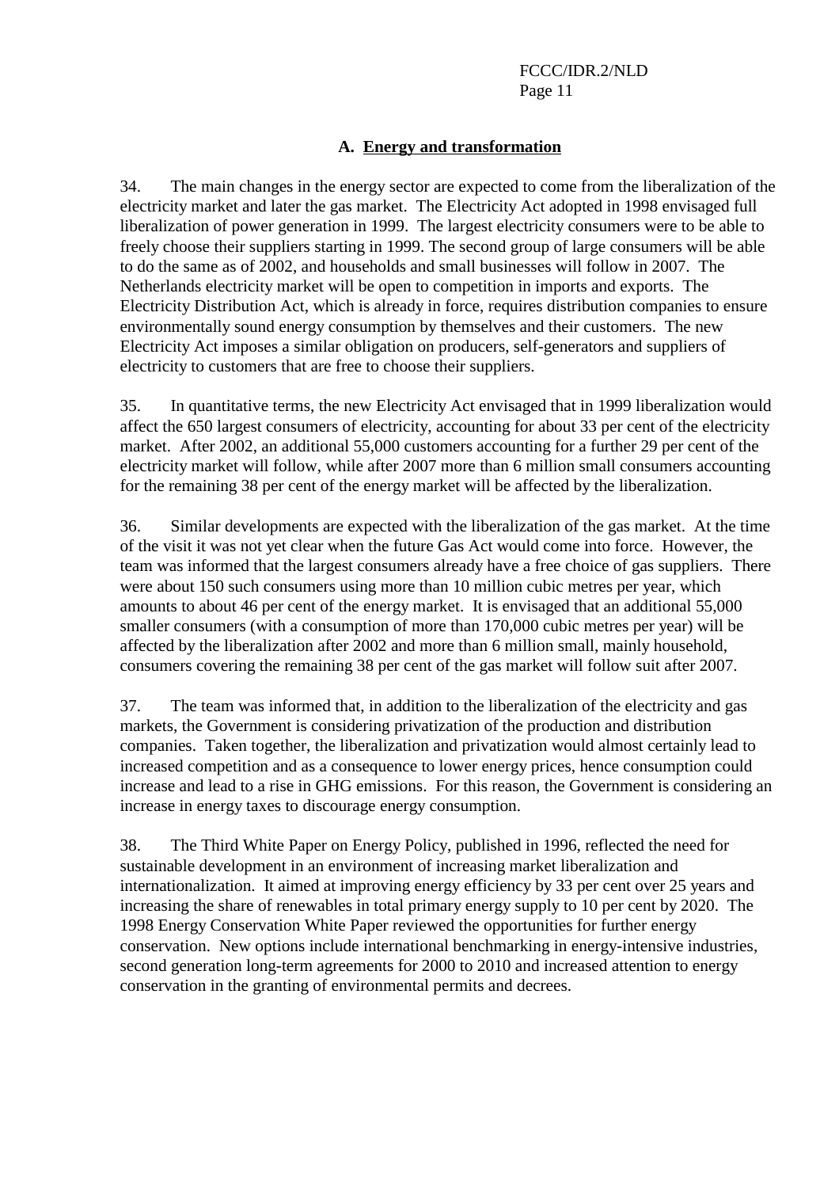## A. Energy and transformation

34. The main changes in the energy sector are expected to come from the liberalization of the electricity market and later the gas market. The Electricity Act adopted in 1998 envisaged full liberalization of power generation in 1999. The largest electricity consumers were to be able to freely choose their suppliers starting in 1999. The second group of large consumers will be able to do the same as of 2002, and households and small businesses will follow in 2007. The Netherlands electricity market will be open to competition in imports and exports. The Electricity Distribution Act, which is already in force, requires distribution companies to ensure environmentally sound energy consumption by themselves and their customers. The new Electricity Act imposes a similar obligation on producers, self-generators and suppliers of electricity to customers that are free to choose their suppliers.

35. In quantitative terms, the new Electricity Act envisaged that in 1999 liberalization would affect the 650 largest consumers of electricity, accounting for about 33 per cent of the electricity market. After 2002, an additional 55,000 customers accounting for a further 29 per cent of the electricity market will follow, while after 2007 more than 6 million small consumers accounting for the remaining 38 per cent of the energy market will be affected by the liberalization.

36. Similar developments are expected with the liberalization of the gas market. At the time of the visit it was not yet clear when the future Gas Act would come into force. However, the team was informed that the largest consumers already have a free choice of gas suppliers. There were about 150 such consumers using more than 10 million cubic metres per year, which amounts to about 46 per cent of the energy market. It is envisaged that an additional 55,000 smaller consumers (with a consumption of more than 170,000 cubic metres per year) will be affected by the liberalization after 2002 and more than 6 million small, mainly household, consumers covering the remaining 38 per cent of the gas market will follow suit after 2007.

37. The team was informed that, in addition to the liberalization of the electricity and gas markets, the Government is considering privatization of the production and distribution companies. Taken together, the liberalization and privatization would almost certainly lead to increased competition and as a consequence to lower energy prices, hence consumption could increase and lead to a rise in GHG emissions. For this reason, the Government is considering an increase in energy taxes to discourage energy consumption.

38. The Third White Paper on Energy Policy, published in 1996, reflected the need for sustainable development in an environment of increasing market liberalization and internationalization. It aimed at improving energy efficiency by 33 per cent over 25 years and increasing the share of renewables in total primary energy supply to 10 per cent by 2020. The 1998 Energy Conservation White Paper reviewed the opportunities for further energy conservation. New options include international benchmarking in energy-intensive industries, second generation long-term agreements for 2000 to 2010 and increased attention to energy conservation in the granting of environmental permits and decrees.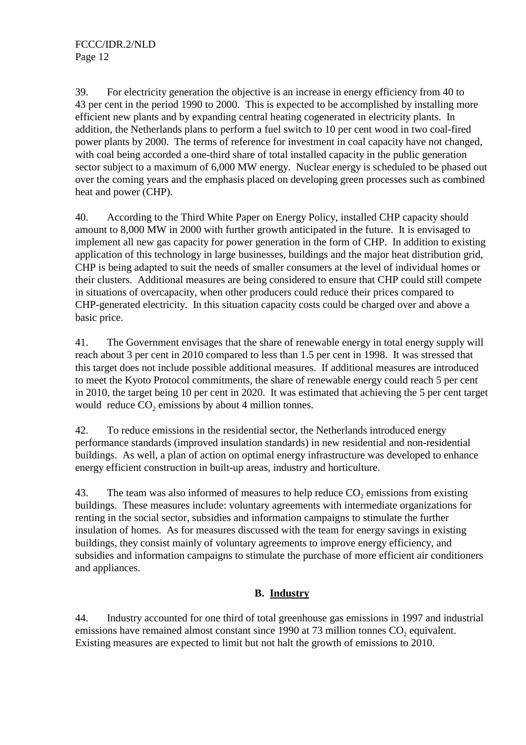39. For electricity generation the objective is an increase in energy efficiency from 40 to 43 per cent in the period 1990 to 2000. This is expected to be accomplished by installing more efficient new plants and by expanding central heating cogenerated in electricity plants. In addition, the Netherlands plans to perform a fuel switch to 10 per cent wood in two coal-fired power plants by 2000. The terms of reference for investment in coal capacity have not changed, with coal being accorded a one-third share of total installed capacity in the public generation sector subject to a maximum of 6,000 MW energy. Nuclear energy is scheduled to be phased out over the coming years and the emphasis placed on developing green processes such as combined heat and power (CHP).

40. According to the Third White Paper on Energy Policy, installed CHP capacity should amount to 8,000 MW in 2000 with further growth anticipated in the future. It is envisaged to implement all new gas capacity for power generation in the form of CHP. In addition to existing application of this technology in large businesses, buildings and the major heat distribution grid, CHP is being adapted to suit the needs of smaller consumers at the level of individual homes or their clusters. Additional measures are being considered to ensure that CHP could still compete in situations of overcapacity, when other producers could reduce their prices compared to CHP-generated electricity. In this situation capacity costs could be charged over and above a basic price.

41. The Government envisages that the share of renewable energy in total energy supply will reach about 3 per cent in 2010 compared to less than 1.5 per cent in 1998. It was stressed that this target does not include possible additional measures. If additional measures are introduced to meet the Kyoto Protocol commitments, the share of renewable energy could reach 5 per cent in 2010, the target being 10 per cent in 2020. It was estimated that achieving the 5 per cent target would reduce $CO_2$ emissions by about 4 million tonnes.

42. To reduce emissions in the residential sector, the Netherlands introduced energy performance standards (improved insulation standards) in new residential and non-residential buildings. As well, a plan of action on optimal energy infrastructure was developed to enhance energy efficient construction in built-up areas, industry and horticulture.

43. The team was also informed of measures to help reduce $CO_2$ emissions from existing buildings. These measures include: voluntary agreements with intermediate organizations for renting in the social sector, subsidies and information campaigns to stimulate the further insulation of homes. As for measures discussed with the team for energy savings in existing buildings, they consist mainly of voluntary agreements to improve energy efficiency, and subsidies and information campaigns to stimulate the purchase of more efficient air conditioners and appliances.

## B. Industry

44. Industry accounted for one third of total greenhouse gas emissions in 1997 and industrial emissions have remained almost constant since 1990 at 73 million tonnes $CO_2$ equivalent. Existing measures are expected to limit but not halt the growth of emissions to 2010.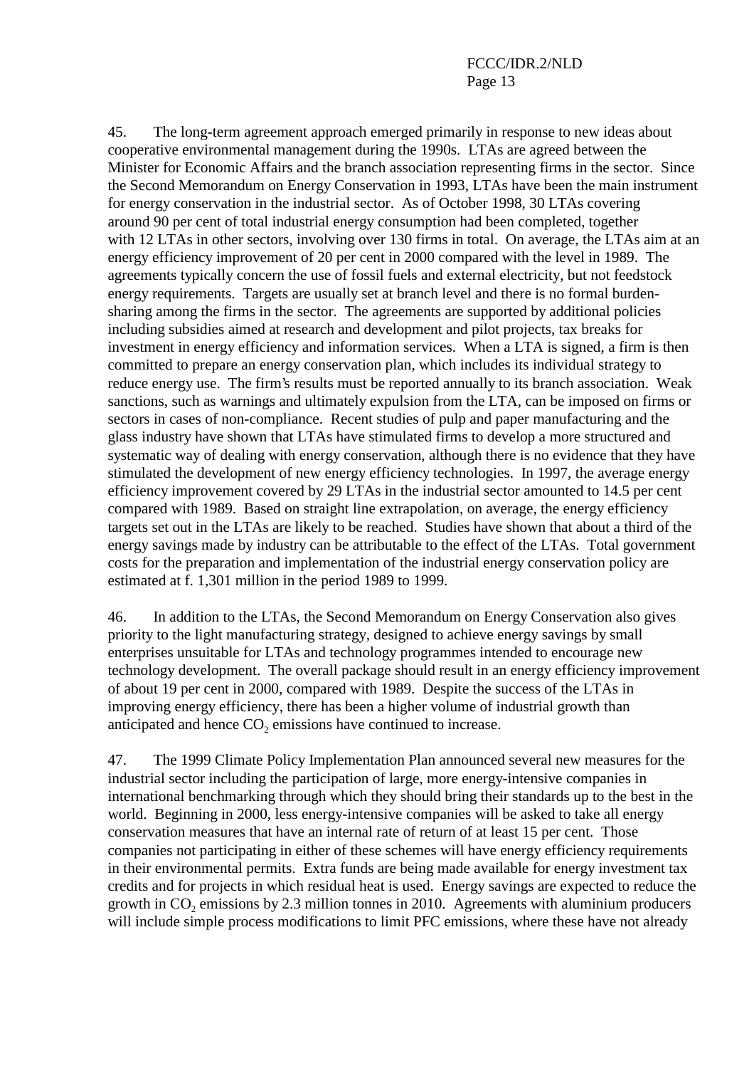45. The long-term agreement approach emerged primarily in response to new ideas about cooperative environmental management during the 1990s. LTAs are agreed between the Minister for Economic Affairs and the branch association representing firms in the sector. Since the Second Memorandum on Energy Conservation in 1993, LTAs have been the main instrument for energy conservation in the industrial sector. As of October 1998, 30 LTAs covering around 90 per cent of total industrial energy consumption had been completed, together with 12 LTAs in other sectors, involving over 130 firms in total. On average, the LTAs aim at an energy efficiency improvement of 20 per cent in 2000 compared with the level in 1989. The agreements typically concern the use of fossil fuels and external electricity, but not feedstock energy requirements. Targets are usually set at branch level and there is no formal burden-sharing among the firms in the sector. The agreements are supported by additional policies including subsidies aimed at research and development and pilot projects, tax breaks for investment in energy efficiency and information services. When a LTA is signed, a firm is then committed to prepare an energy conservation plan, which includes its individual strategy to reduce energy use. The firm's results must be reported annually to its branch association. Weak sanctions, such as warnings and ultimately expulsion from the LTA, can be imposed on firms or sectors in cases of non-compliance. Recent studies of pulp and paper manufacturing and the glass industry have shown that LTAs have stimulated firms to develop a more structured and systematic way of dealing with energy conservation, although there is no evidence that they have stimulated the development of new energy efficiency technologies. In 1997, the average energy efficiency improvement covered by 29 LTAs in the industrial sector amounted to 14.5 per cent compared with 1989. Based on straight line extrapolation, on average, the energy efficiency targets set out in the LTAs are likely to be reached. Studies have shown that about a third of the energy savings made by industry can be attributable to the effect of the LTAs. Total government costs for the preparation and implementation of the industrial energy conservation policy are estimated at f. 1,301 million in the period 1989 to 1999.

46. In addition to the LTAs, the Second Memorandum on Energy Conservation also gives priority to the light manufacturing strategy, designed to achieve energy savings by small enterprises unsuitable for LTAs and technology programmes intended to encourage new technology development. The overall package should result in an energy efficiency improvement of about 19 per cent in 2000, compared with 1989. Despite the success of the LTAs in improving energy efficiency, there has been a higher volume of industrial growth than anticipated and hence $CO_2$ emissions have continued to increase.

47. The 1999 Climate Policy Implementation Plan announced several new measures for the industrial sector including the participation of large, more energy-intensive companies in international benchmarking through which they should bring their standards up to the best in the world. Beginning in 2000, less energy-intensive companies will be asked to take all energy conservation measures that have an internal rate of return of at least 15 per cent. Those companies not participating in either of these schemes will have energy efficiency requirements in their environmental permits. Extra funds are being made available for energy investment tax credits and for projects in which residual heat is used. Energy savings are expected to reduce the growth in $CO_2$ emissions by 2.3 million tonnes in 2010. Agreements with aluminium producers will include simple process modifications to limit PFC emissions, where these have not already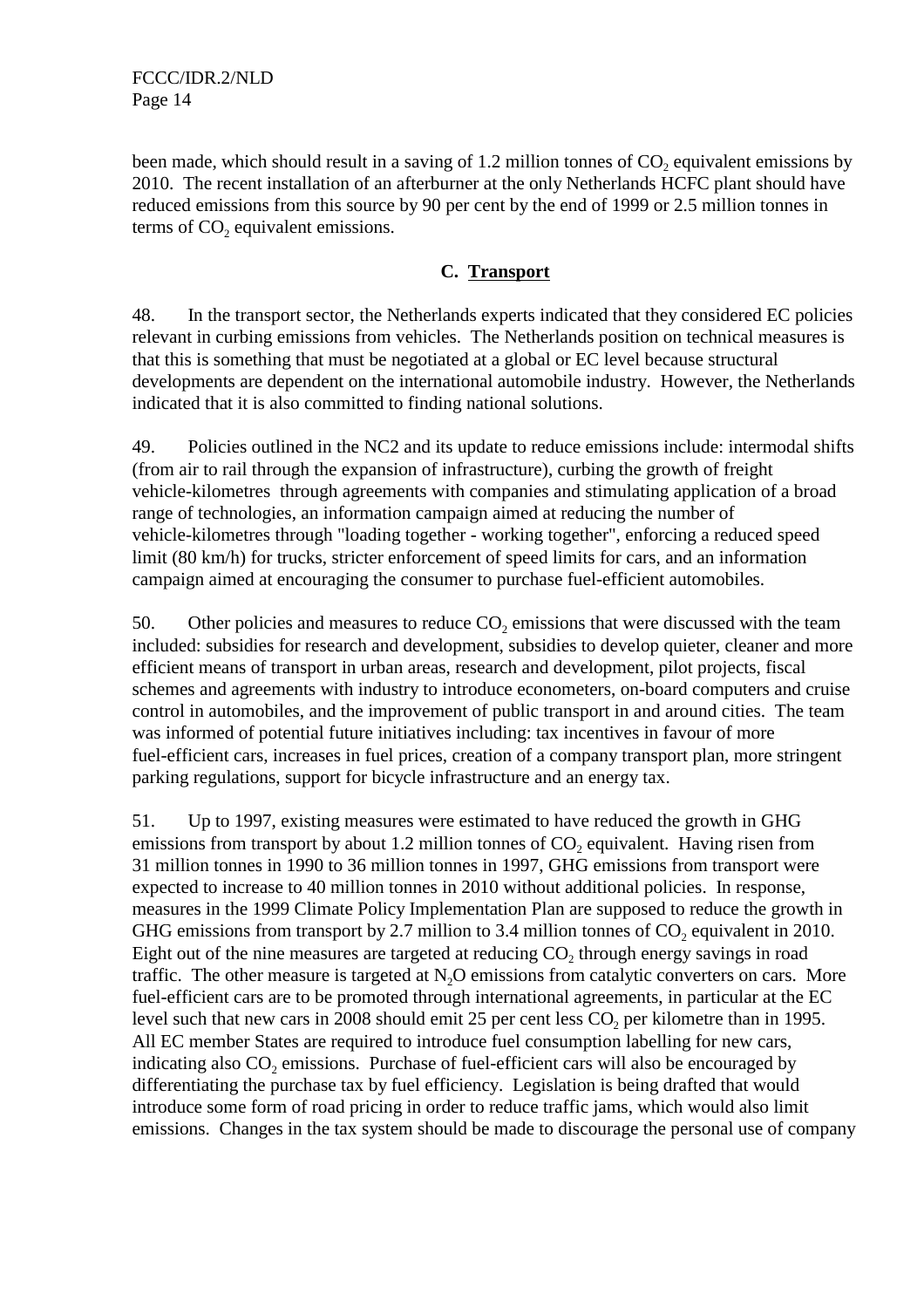been made, which should result in a saving of 1.2 million tonnes of $CO_2$ equivalent emissions by 2010. The recent installation of an afterburner at the only Netherlands HCFC plant should have reduced emissions from this source by 90 per cent by the end of 1999 or 2.5 million tonnes in terms of $CO_2$ equivalent emissions.

## C. Transport

48. In the transport sector, the Netherlands experts indicated that they considered EC policies relevant in curbing emissions from vehicles. The Netherlands position on technical measures is that this is something that must be negotiated at a global or EC level because structural developments are dependent on the international automobile industry. However, the Netherlands indicated that it is also committed to finding national solutions.

49. Policies outlined in the NC2 and its update to reduce emissions include: intermodal shifts (from air to rail through the expansion of infrastructure), curbing the growth of freight vehicle-kilometres through agreements with companies and stimulating application of a broad range of technologies, an information campaign aimed at reducing the number of vehicle-kilometres through "loading together - working together", enforcing a reduced speed limit (80 km/h) for trucks, stricter enforcement of speed limits for cars, and an information campaign aimed at encouraging the consumer to purchase fuel-efficient automobiles.

50. Other policies and measures to reduce $CO_2$ emissions that were discussed with the team included: subsidies for research and development, subsidies to develop quieter, cleaner and more efficient means of transport in urban areas, research and development, pilot projects, fiscal schemes and agreements with industry to introduce econometers, on-board computers and cruise control in automobiles, and the improvement of public transport in and around cities. The team was informed of potential future initiatives including: tax incentives in favour of more fuel-efficient cars, increases in fuel prices, creation of a company transport plan, more stringent parking regulations, support for bicycle infrastructure and an energy tax.

51. Up to 1997, existing measures were estimated to have reduced the growth in GHG emissions from transport by about 1.2 million tonnes of $CO_2$ equivalent. Having risen from 31 million tonnes in 1990 to 36 million tonnes in 1997, GHG emissions from transport were expected to increase to 40 million tonnes in 2010 without additional policies. In response, measures in the 1999 Climate Policy Implementation Plan are supposed to reduce the growth in GHG emissions from transport by 2.7 million to 3.4 million tonnes of $CO_2$ equivalent in 2010. Eight out of the nine measures are targeted at reducing $CO_2$ through energy savings in road traffic. The other measure is targeted at $N_2O$ emissions from catalytic converters on cars. More fuel-efficient cars are to be promoted through international agreements, in particular at the EC level such that new cars in 2008 should emit 25 per cent less $CO_2$ per kilometre than in 1995. All EC member States are required to introduce fuel consumption labelling for new cars, indicating also $CO_2$ emissions. Purchase of fuel-efficient cars will also be encouraged by differentiating the purchase tax by fuel efficiency. Legislation is being drafted that would introduce some form of road pricing in order to reduce traffic jams, which would also limit emissions. Changes in the tax system should be made to discourage the personal use of company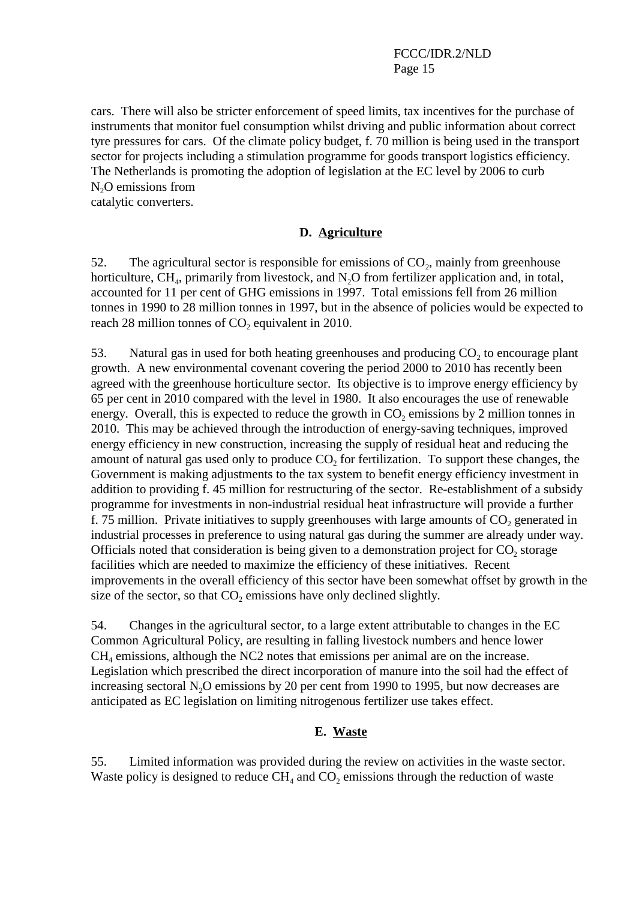cars. There will also be stricter enforcement of speed limits, tax incentives for the purchase of instruments that monitor fuel consumption whilst driving and public information about correct tyre pressures for cars. Of the climate policy budget, f. 70 million is being used in the transport sector for projects including a stimulation programme for goods transport logistics efficiency. The Netherlands is promoting the adoption of legislation at the EC level by 2006 to curb $N_2O$ emissions from catalytic converters.

## D. Agriculture

52. The agricultural sector is responsible for emissions of $CO_2$, mainly from greenhouse horticulture, $CH_4$, primarily from livestock, and $N_2O$ from fertilizer application and, in total, accounted for 11 per cent of GHG emissions in 1997. Total emissions fell from 26 million tonnes in 1990 to 28 million tonnes in 1997, but in the absence of policies would be expected to reach 28 million tonnes of $CO_2$ equivalent in 2010.

53. Natural gas in used for both heating greenhouses and producing $CO_2$ to encourage plant growth. A new environmental covenant covering the period 2000 to 2010 has recently been agreed with the greenhouse horticulture sector. Its objective is to improve energy efficiency by 65 per cent in 2010 compared with the level in 1980. It also encourages the use of renewable energy. Overall, this is expected to reduce the growth in $CO_2$ emissions by 2 million tonnes in 2010. This may be achieved through the introduction of energy-saving techniques, improved energy efficiency in new construction, increasing the supply of residual heat and reducing the amount of natural gas used only to produce $CO_2$ for fertilization. To support these changes, the Government is making adjustments to the tax system to benefit energy efficiency investment in addition to providing f. 45 million for restructuring of the sector. Re-establishment of a subsidy programme for investments in non-industrial residual heat infrastructure will provide a further f. 75 million. Private initiatives to supply greenhouses with large amounts of $CO_2$ generated in industrial processes in preference to using natural gas during the summer are already under way. Officials noted that consideration is being given to a demonstration project for $CO_2$ storage facilities which are needed to maximize the efficiency of these initiatives. Recent improvements in the overall efficiency of this sector have been somewhat offset by growth in the size of the sector, so that $CO_2$ emissions have only declined slightly.

54. Changes in the agricultural sector, to a large extent attributable to changes in the EC Common Agricultural Policy, are resulting in falling livestock numbers and hence lower $CH_4$ emissions, although the NC2 notes that emissions per animal are on the increase. Legislation which prescribed the direct incorporation of manure into the soil had the effect of increasing sectoral $N_2O$ emissions by 20 per cent from 1990 to 1995, but now decreases are anticipated as EC legislation on limiting nitrogenous fertilizer use takes effect.

## E. Waste

55. Limited information was provided during the review on activities in the waste sector. Waste policy is designed to reduce $CH_4$ and $CO_2$ emissions through the reduction of waste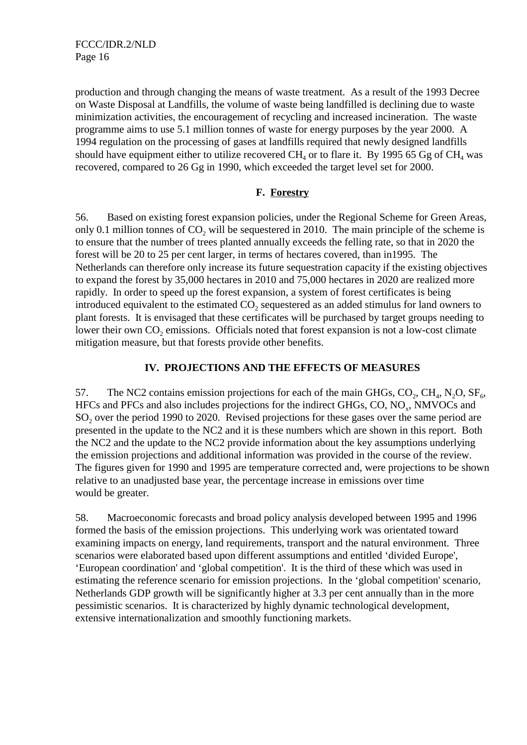production and through changing the means of waste treatment. As a result of the 1993 Decree on Waste Disposal at Landfills, the volume of waste being landfilled is declining due to waste minimization activities, the encouragement of recycling and increased incineration. The waste programme aims to use 5.1 million tonnes of waste for energy purposes by the year 2000. A 1994 regulation on the processing of gases at landfills required that newly designed landfills should have equipment either to utilize recovered $CH_4$ or to flare it. By 1995 65 Gg of $CH_4$ was recovered, compared to 26 Gg in 1990, which exceeded the target level set for 2000.

### F. Forestry

56. Based on existing forest expansion policies, under the Regional Scheme for Green Areas, only 0.1 million tonnes of $CO_2$ will be sequestered in 2010. The main principle of the scheme is to ensure that the number of trees planted annually exceeds the felling rate, so that in 2020 the forest will be 20 to 25 per cent larger, in terms of hectares covered, than in1995. The Netherlands can therefore only increase its future sequestration capacity if the existing objectives to expand the forest by 35,000 hectares in 2010 and 75,000 hectares in 2020 are realized more rapidly. In order to speed up the forest expansion, a system of forest certificates is being introduced equivalent to the estimated $CO_2$ sequestered as an added stimulus for land owners to plant forests. It is envisaged that these certificates will be purchased by target groups needing to lower their own $CO_2$ emissions. Officials noted that forest expansion is not a low-cost climate mitigation measure, but that forests provide other benefits.

## IV. PROJECTIONS AND THE EFFECTS OF MEASURES

57. The NC2 contains emission projections for each of the main GHGs, $CO_2$, $CH_4$, $N_2O$, $SF_6$, HFCs and PFCs and also includes projections for the indirect GHGs, CO, $NO_x$, NMVOCs and $SO_2$ over the period 1990 to 2020. Revised projections for these gases over the same period are presented in the update to the NC2 and it is these numbers which are shown in this report. Both the NC2 and the update to the NC2 provide information about the key assumptions underlying the emission projections and additional information was provided in the course of the review. The figures given for 1990 and 1995 are temperature corrected and, were projections to be shown relative to an unadjusted base year, the percentage increase in emissions over time would be greater.

58. Macroeconomic forecasts and broad policy analysis developed between 1995 and 1996 formed the basis of the emission projections. This underlying work was orientated toward examining impacts on energy, land requirements, transport and the natural environment. Three scenarios were elaborated based upon different assumptions and entitled ‘divided Europe', ‘European coordination' and ‘global competition'. It is the third of these which was used in estimating the reference scenario for emission projections. In the ‘global competition' scenario, Netherlands GDP growth will be significantly higher at 3.3 per cent annually than in the more pessimistic scenarios. It is characterized by highly dynamic technological development, extensive internationalization and smoothly functioning markets.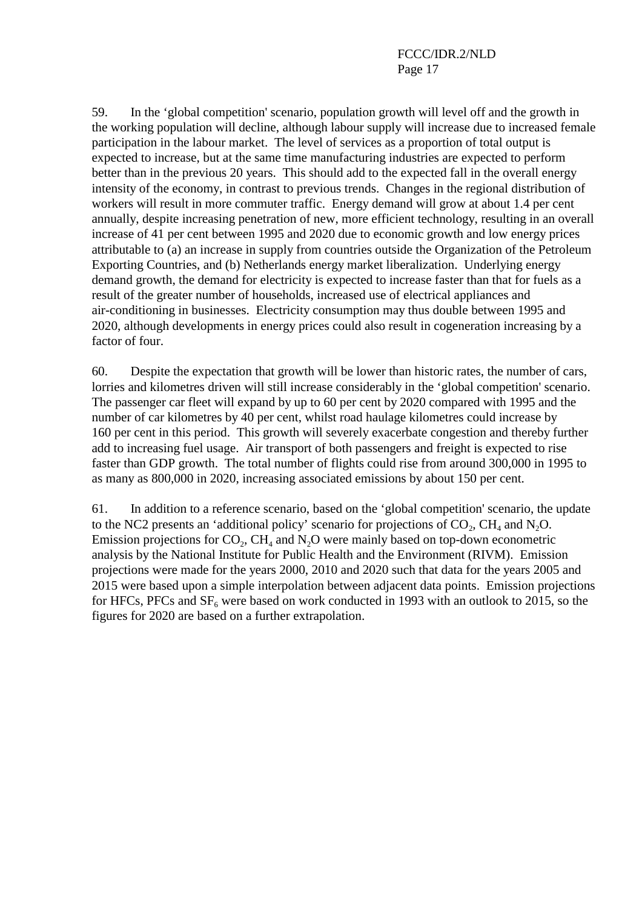59. In the ‘global competition' scenario, population growth will level off and the growth in the working population will decline, although labour supply will increase due to increased female participation in the labour market. The level of services as a proportion of total output is expected to increase, but at the same time manufacturing industries are expected to perform better than in the previous 20 years. This should add to the expected fall in the overall energy intensity of the economy, in contrast to previous trends. Changes in the regional distribution of workers will result in more commuter traffic. Energy demand will grow at about 1.4 per cent annually, despite increasing penetration of new, more efficient technology, resulting in an overall increase of 41 per cent between 1995 and 2020 due to economic growth and low energy prices attributable to (a) an increase in supply from countries outside the Organization of the Petroleum Exporting Countries, and (b) Netherlands energy market liberalization. Underlying energy demand growth, the demand for electricity is expected to increase faster than that for fuels as a result of the greater number of households, increased use of electrical appliances and air-conditioning in businesses. Electricity consumption may thus double between 1995 and 2020, although developments in energy prices could also result in cogeneration increasing by a factor of four.

60. Despite the expectation that growth will be lower than historic rates, the number of cars, lorries and kilometres driven will still increase considerably in the ‘global competition' scenario. The passenger car fleet will expand by up to 60 per cent by 2020 compared with 1995 and the number of car kilometres by 40 per cent, whilst road haulage kilometres could increase by 160 per cent in this period. This growth will severely exacerbate congestion and thereby further add to increasing fuel usage. Air transport of both passengers and freight is expected to rise faster than GDP growth. The total number of flights could rise from around 300,000 in 1995 to as many as 800,000 in 2020, increasing associated emissions by about 150 per cent.

61. In addition to a reference scenario, based on the ‘global competition' scenario, the update to the NC2 presents an ‘additional policy’ scenario for projections of $CO_2$, $CH_4$ and $N_2O$. Emission projections for $CO_2$, $CH_4$ and $N_2O$ were mainly based on top-down econometric analysis by the National Institute for Public Health and the Environment (RIVM). Emission projections were made for the years 2000, 2010 and 2020 such that data for the years 2005 and 2015 were based upon a simple interpolation between adjacent data points. Emission projections for HFCs, PFCs and $SF_6$ were based on work conducted in 1993 with an outlook to 2015, so the figures for 2020 are based on a further extrapolation.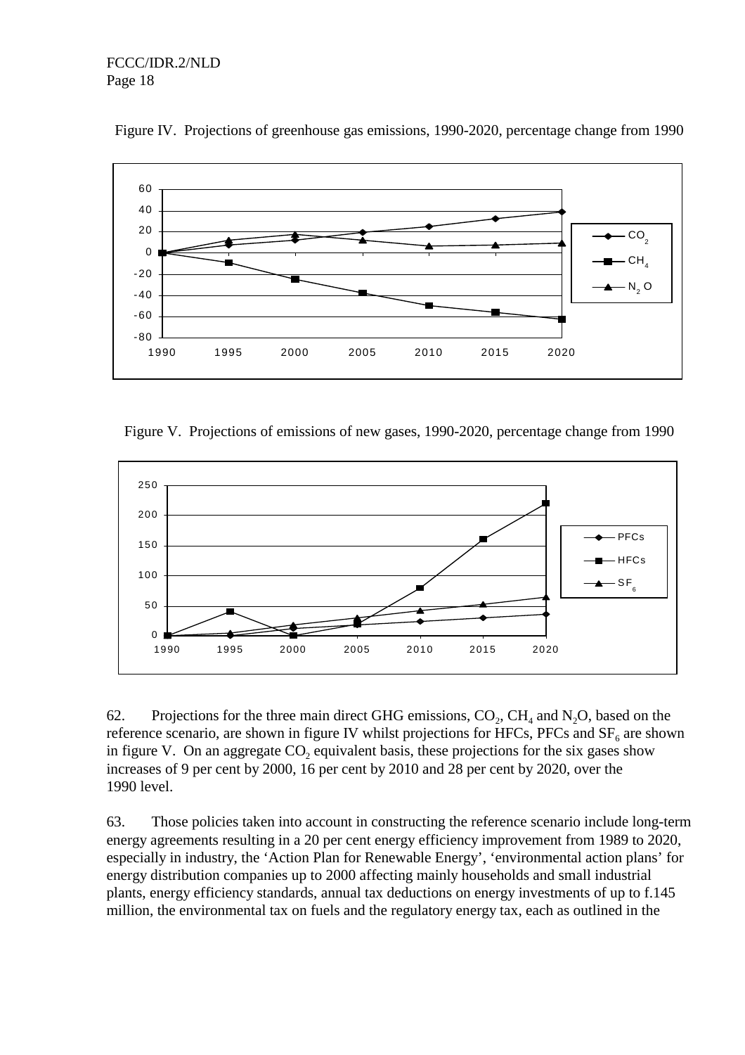Figure IV. Projections of greenhouse gas emissions, 1990-2020, percentage change from 1990

Figure V. Projections of emissions of new gases, 1990-2020, percentage change from 1990

62. Projections for the three main direct GHG emissions, $CO_2$, $CH_4$ and $N_2O$, based on the reference scenario, are shown in figure IV whilst projections for HFCs, PFCs and $SF_6$ are shown in figure V. On an aggregate $CO_2$ equivalent basis, these projections for the six gases show increases of 9 per cent by 2000, 16 per cent by 2010 and 28 per cent by 2020, over the 1990 level.

63. Those policies taken into account in constructing the reference scenario include long-term energy agreements resulting in a 20 per cent energy efficiency improvement from 1989 to 2020, especially in industry, the 'Action Plan for Renewable Energy', 'environmental action plans' for energy distribution companies up to 2000 affecting mainly households and small industrial plants, energy efficiency standards, annual tax deductions on energy investments of up to f.145 million, the environmental tax on fuels and the regulatory energy tax, each as outlined in the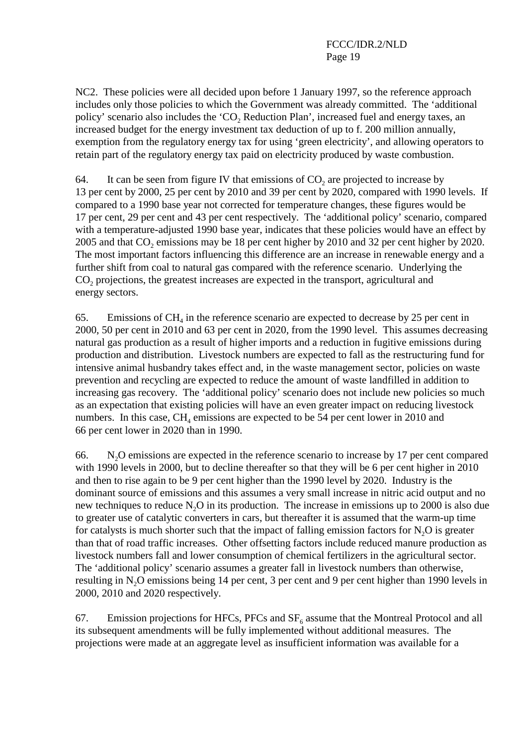NC2. These policies were all decided upon before 1 January 1997, so the reference approach includes only those policies to which the Government was already committed. The 'additional policy' scenario also includes the '$CO_2$ Reduction Plan', increased fuel and energy taxes, an increased budget for the energy investment tax deduction of up to f. 200 million annually, exemption from the regulatory energy tax for using 'green electricity', and allowing operators to retain part of the regulatory energy tax paid on electricity produced by waste combustion.

64. It can be seen from figure IV that emissions of $CO_2$ are projected to increase by 13 per cent by 2000, 25 per cent by 2010 and 39 per cent by 2020, compared with 1990 levels. If compared to a 1990 base year not corrected for temperature changes, these figures would be 17 per cent, 29 per cent and 43 per cent respectively. The 'additional policy' scenario, compared with a temperature-adjusted 1990 base year, indicates that these policies would have an effect by 2005 and that $CO_2$ emissions may be 18 per cent higher by 2010 and 32 per cent higher by 2020. The most important factors influencing this difference are an increase in renewable energy and a further shift from coal to natural gas compared with the reference scenario. Underlying the $CO_2$ projections, the greatest increases are expected in the transport, agricultural and energy sectors.

65. Emissions of $CH_4$ in the reference scenario are expected to decrease by 25 per cent in 2000, 50 per cent in 2010 and 63 per cent in 2020, from the 1990 level. This assumes decreasing natural gas production as a result of higher imports and a reduction in fugitive emissions during production and distribution. Livestock numbers are expected to fall as the restructuring fund for intensive animal husbandry takes effect and, in the waste management sector, policies on waste prevention and recycling are expected to reduce the amount of waste landfilled in addition to increasing gas recovery. The 'additional policy' scenario does not include new policies so much as an expectation that existing policies will have an even greater impact on reducing livestock numbers. In this case, $CH_4$ emissions are expected to be 54 per cent lower in 2010 and 66 per cent lower in 2020 than in 1990.

66. $N_2O$ emissions are expected in the reference scenario to increase by 17 per cent compared with 1990 levels in 2000, but to decline thereafter so that they will be 6 per cent higher in 2010 and then to rise again to be 9 per cent higher than the 1990 level by 2020. Industry is the dominant source of emissions and this assumes a very small increase in nitric acid output and no new techniques to reduce $N_2O$ in its production. The increase in emissions up to 2000 is also due to greater use of catalytic converters in cars, but thereafter it is assumed that the warm-up time for catalysts is much shorter such that the impact of falling emission factors for $N_2O$ is greater than that of road traffic increases. Other offsetting factors include reduced manure production as livestock numbers fall and lower consumption of chemical fertilizers in the agricultural sector. The 'additional policy' scenario assumes a greater fall in livestock numbers than otherwise, resulting in $N_2O$ emissions being 14 per cent, 3 per cent and 9 per cent higher than 1990 levels in 2000, 2010 and 2020 respectively.

67. Emission projections for HFCs, PFCs and $SF_6$ assume that the Montreal Protocol and all its subsequent amendments will be fully implemented without additional measures. The projections were made at an aggregate level as insufficient information was available for a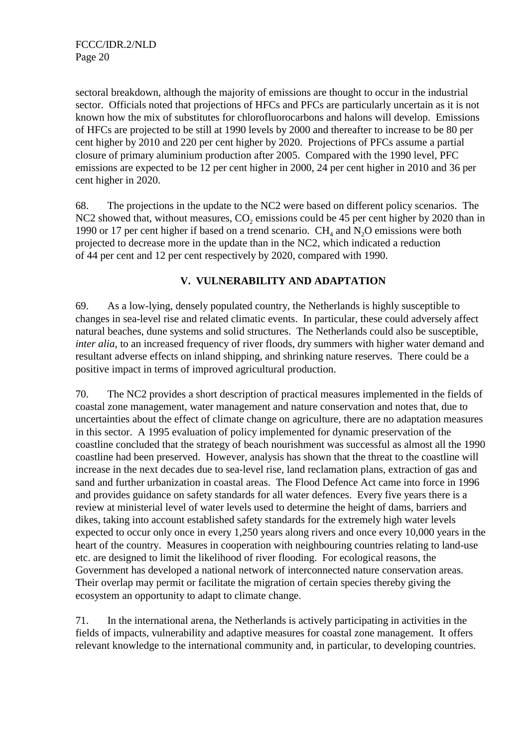sectoral breakdown, although the majority of emissions are thought to occur in the industrial sector. Officials noted that projections of HFCs and PFCs are particularly uncertain as it is not known how the mix of substitutes for chlorofluorocarbons and halons will develop. Emissions of HFCs are projected to be still at 1990 levels by 2000 and thereafter to increase to be 80 per cent higher by 2010 and 220 per cent higher by 2020. Projections of PFCs assume a partial closure of primary aluminium production after 2005. Compared with the 1990 level, PFC emissions are expected to be 12 per cent higher in 2000, 24 per cent higher in 2010 and 36 per cent higher in 2020.

68. The projections in the update to the NC2 were based on different policy scenarios. The NC2 showed that, without measures, $CO_2$ emissions could be 45 per cent higher by 2020 than in 1990 or 17 per cent higher if based on a trend scenario. $CH_4$ and $N_2O$ emissions were both projected to decrease more in the update than in the NC2, which indicated a reduction of 44 per cent and 12 per cent respectively by 2020, compared with 1990.

## V. VULNERABILITY AND ADAPTATION

69. As a low-lying, densely populated country, the Netherlands is highly susceptible to changes in sea-level rise and related climatic events. In particular, these could adversely affect natural beaches, dune systems and solid structures. The Netherlands could also be susceptible, *inter alia*, to an increased frequency of river floods, dry summers with higher water demand and resultant adverse effects on inland shipping, and shrinking nature reserves. There could be a positive impact in terms of improved agricultural production.

70. The NC2 provides a short description of practical measures implemented in the fields of coastal zone management, water management and nature conservation and notes that, due to uncertainties about the effect of climate change on agriculture, there are no adaptation measures in this sector. A 1995 evaluation of policy implemented for dynamic preservation of the coastline concluded that the strategy of beach nourishment was successful as almost all the 1990 coastline had been preserved. However, analysis has shown that the threat to the coastline will increase in the next decades due to sea-level rise, land reclamation plans, extraction of gas and sand and further urbanization in coastal areas. The Flood Defence Act came into force in 1996 and provides guidance on safety standards for all water defences. Every five years there is a review at ministerial level of water levels used to determine the height of dams, barriers and dikes, taking into account established safety standards for the extremely high water levels expected to occur only once in every 1,250 years along rivers and once every 10,000 years in the heart of the country. Measures in cooperation with neighbouring countries relating to land-use etc. are designed to limit the likelihood of river flooding. For ecological reasons, the Government has developed a national network of interconnected nature conservation areas. Their overlap may permit or facilitate the migration of certain species thereby giving the ecosystem an opportunity to adapt to climate change.

71. In the international arena, the Netherlands is actively participating in activities in the fields of impacts, vulnerability and adaptive measures for coastal zone management. It offers relevant knowledge to the international community and, in particular, to developing countries.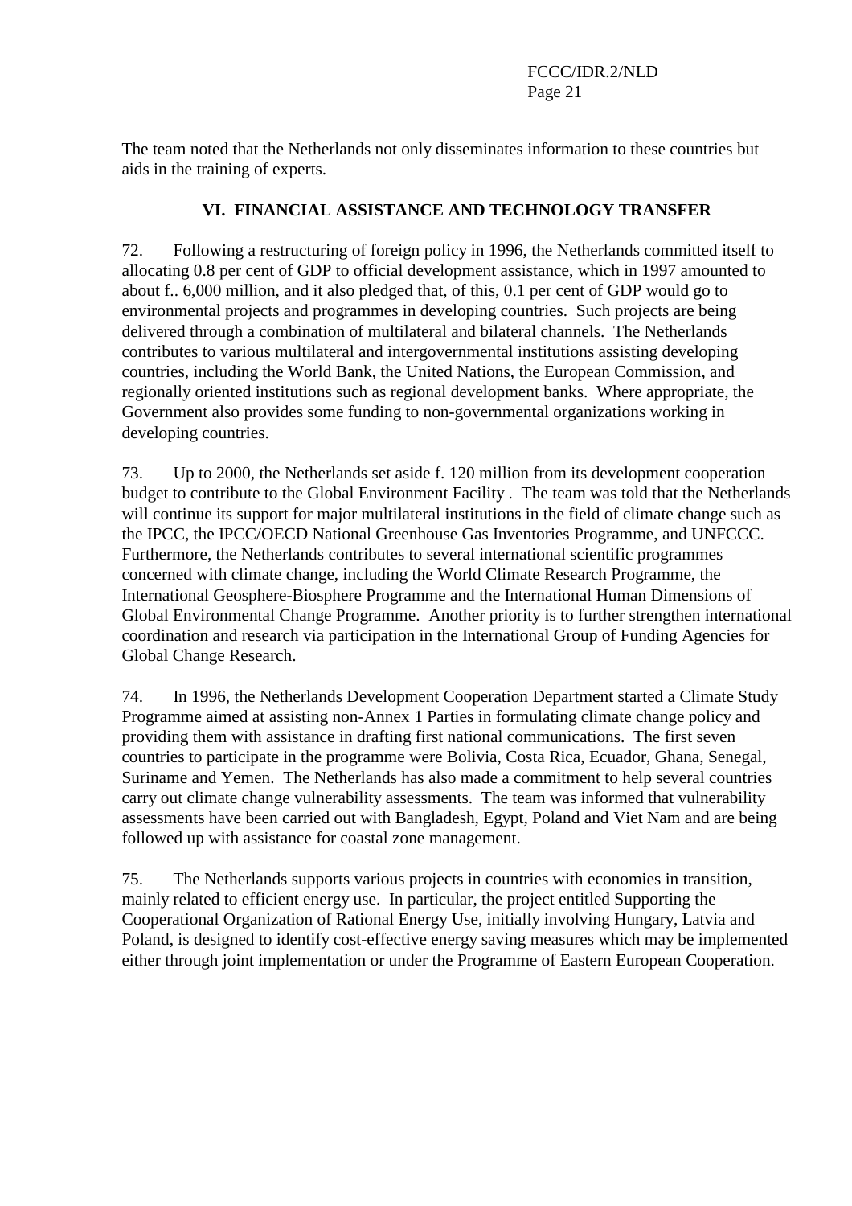The team noted that the Netherlands not only disseminates information to these countries but aids in the training of experts.

## VI. FINANCIAL ASSISTANCE AND TECHNOLOGY TRANSFER

72. Following a restructuring of foreign policy in 1996, the Netherlands committed itself to allocating 0.8 per cent of GDP to official development assistance, which in 1997 amounted to about f.. 6,000 million, and it also pledged that, of this, 0.1 per cent of GDP would go to environmental projects and programmes in developing countries. Such projects are being delivered through a combination of multilateral and bilateral channels. The Netherlands contributes to various multilateral and intergovernmental institutions assisting developing countries, including the World Bank, the United Nations, the European Commission, and regionally oriented institutions such as regional development banks. Where appropriate, the Government also provides some funding to non-governmental organizations working in developing countries.

73. Up to 2000, the Netherlands set aside f. 120 million from its development cooperation budget to contribute to the Global Environment Facility . The team was told that the Netherlands will continue its support for major multilateral institutions in the field of climate change such as the IPCC, the IPCC/OECD National Greenhouse Gas Inventories Programme, and UNFCCC. Furthermore, the Netherlands contributes to several international scientific programmes concerned with climate change, including the World Climate Research Programme, the International Geosphere-Biosphere Programme and the International Human Dimensions of Global Environmental Change Programme. Another priority is to further strengthen international coordination and research via participation in the International Group of Funding Agencies for Global Change Research.

74. In 1996, the Netherlands Development Cooperation Department started a Climate Study Programme aimed at assisting non-Annex 1 Parties in formulating climate change policy and providing them with assistance in drafting first national communications. The first seven countries to participate in the programme were Bolivia, Costa Rica, Ecuador, Ghana, Senegal, Suriname and Yemen. The Netherlands has also made a commitment to help several countries carry out climate change vulnerability assessments. The team was informed that vulnerability assessments have been carried out with Bangladesh, Egypt, Poland and Viet Nam and are being followed up with assistance for coastal zone management.

75. The Netherlands supports various projects in countries with economies in transition, mainly related to efficient energy use. In particular, the project entitled Supporting the Cooperational Organization of Rational Energy Use, initially involving Hungary, Latvia and Poland, is designed to identify cost-effective energy saving measures which may be implemented either through joint implementation or under the Programme of Eastern European Cooperation.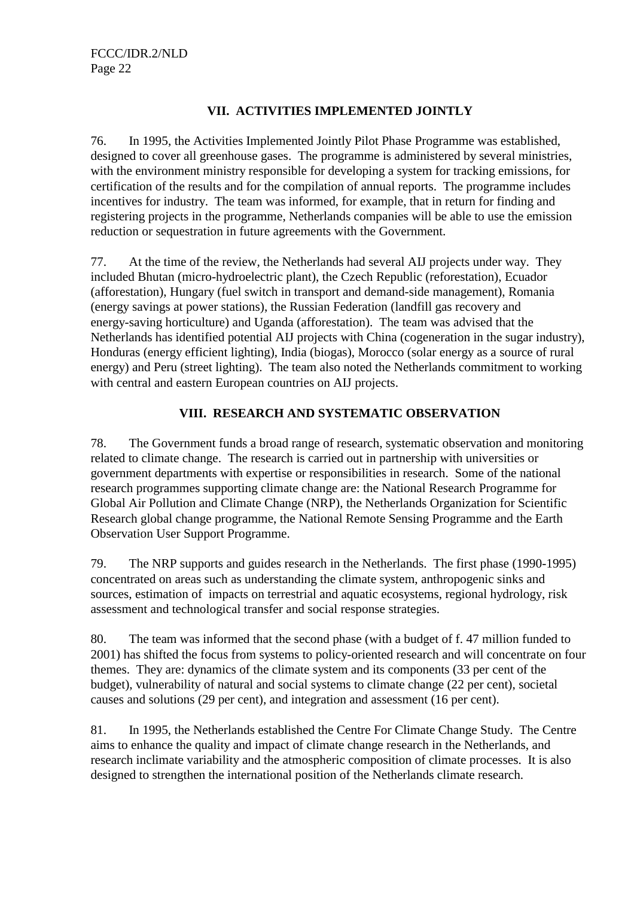## VII. ACTIVITIES IMPLEMENTED JOINTLY

76. In 1995, the Activities Implemented Jointly Pilot Phase Programme was established, designed to cover all greenhouse gases. The programme is administered by several ministries, with the environment ministry responsible for developing a system for tracking emissions, for certification of the results and for the compilation of annual reports. The programme includes incentives for industry. The team was informed, for example, that in return for finding and registering projects in the programme, Netherlands companies will be able to use the emission reduction or sequestration in future agreements with the Government.

77. At the time of the review, the Netherlands had several AIJ projects under way. They included Bhutan (micro-hydroelectric plant), the Czech Republic (reforestation), Ecuador (afforestation), Hungary (fuel switch in transport and demand-side management), Romania (energy savings at power stations), the Russian Federation (landfill gas recovery and energy-saving horticulture) and Uganda (afforestation). The team was advised that the Netherlands has identified potential AIJ projects with China (cogeneration in the sugar industry), Honduras (energy efficient lighting), India (biogas), Morocco (solar energy as a source of rural energy) and Peru (street lighting). The team also noted the Netherlands commitment to working with central and eastern European countries on AIJ projects.

## VIII. RESEARCH AND SYSTEMATIC OBSERVATION

78. The Government funds a broad range of research, systematic observation and monitoring related to climate change. The research is carried out in partnership with universities or government departments with expertise or responsibilities in research. Some of the national research programmes supporting climate change are: the National Research Programme for Global Air Pollution and Climate Change (NRP), the Netherlands Organization for Scientific Research global change programme, the National Remote Sensing Programme and the Earth Observation User Support Programme.

79. The NRP supports and guides research in the Netherlands. The first phase (1990-1995) concentrated on areas such as understanding the climate system, anthropogenic sinks and sources, estimation of impacts on terrestrial and aquatic ecosystems, regional hydrology, risk assessment and technological transfer and social response strategies.

80. The team was informed that the second phase (with a budget of f. 47 million funded to 2001) has shifted the focus from systems to policy-oriented research and will concentrate on four themes. They are: dynamics of the climate system and its components (33 per cent of the budget), vulnerability of natural and social systems to climate change (22 per cent), societal causes and solutions (29 per cent), and integration and assessment (16 per cent).

81. In 1995, the Netherlands established the Centre For Climate Change Study. The Centre aims to enhance the quality and impact of climate change research in the Netherlands, and research inclimate variability and the atmospheric composition of climate processes. It is also designed to strengthen the international position of the Netherlands climate research.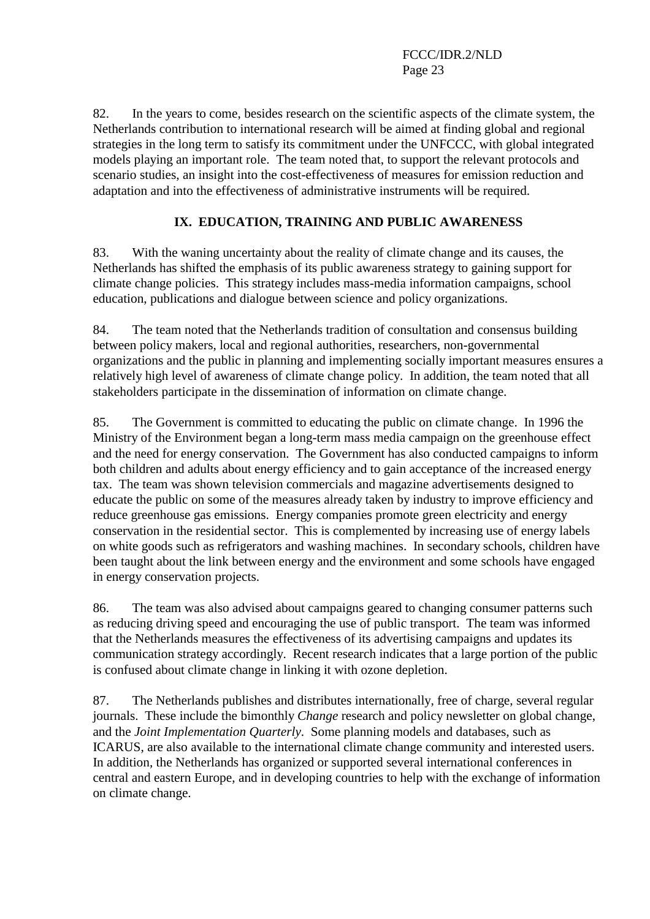82. In the years to come, besides research on the scientific aspects of the climate system, the Netherlands contribution to international research will be aimed at finding global and regional strategies in the long term to satisfy its commitment under the UNFCCC, with global integrated models playing an important role. The team noted that, to support the relevant protocols and scenario studies, an insight into the cost-effectiveness of measures for emission reduction and adaptation and into the effectiveness of administrative instruments will be required.

## IX. EDUCATION, TRAINING AND PUBLIC AWARENESS

83. With the waning uncertainty about the reality of climate change and its causes, the Netherlands has shifted the emphasis of its public awareness strategy to gaining support for climate change policies. This strategy includes mass-media information campaigns, school education, publications and dialogue between science and policy organizations.

84. The team noted that the Netherlands tradition of consultation and consensus building between policy makers, local and regional authorities, researchers, non-governmental organizations and the public in planning and implementing socially important measures ensures a relatively high level of awareness of climate change policy. In addition, the team noted that all stakeholders participate in the dissemination of information on climate change.

85. The Government is committed to educating the public on climate change. In 1996 the Ministry of the Environment began a long-term mass media campaign on the greenhouse effect and the need for energy conservation. The Government has also conducted campaigns to inform both children and adults about energy efficiency and to gain acceptance of the increased energy tax. The team was shown television commercials and magazine advertisements designed to educate the public on some of the measures already taken by industry to improve efficiency and reduce greenhouse gas emissions. Energy companies promote green electricity and energy conservation in the residential sector. This is complemented by increasing use of energy labels on white goods such as refrigerators and washing machines. In secondary schools, children have been taught about the link between energy and the environment and some schools have engaged in energy conservation projects.

86. The team was also advised about campaigns geared to changing consumer patterns such as reducing driving speed and encouraging the use of public transport. The team was informed that the Netherlands measures the effectiveness of its advertising campaigns and updates its communication strategy accordingly. Recent research indicates that a large portion of the public is confused about climate change in linking it with ozone depletion.

87. The Netherlands publishes and distributes internationally, free of charge, several regular journals. These include the bimonthly *Change* research and policy newsletter on global change, and the *Joint Implementation Quarterly*. Some planning models and databases, such as ICARUS, are also available to the international climate change community and interested users. In addition, the Netherlands has organized or supported several international conferences in central and eastern Europe, and in developing countries to help with the exchange of information on climate change.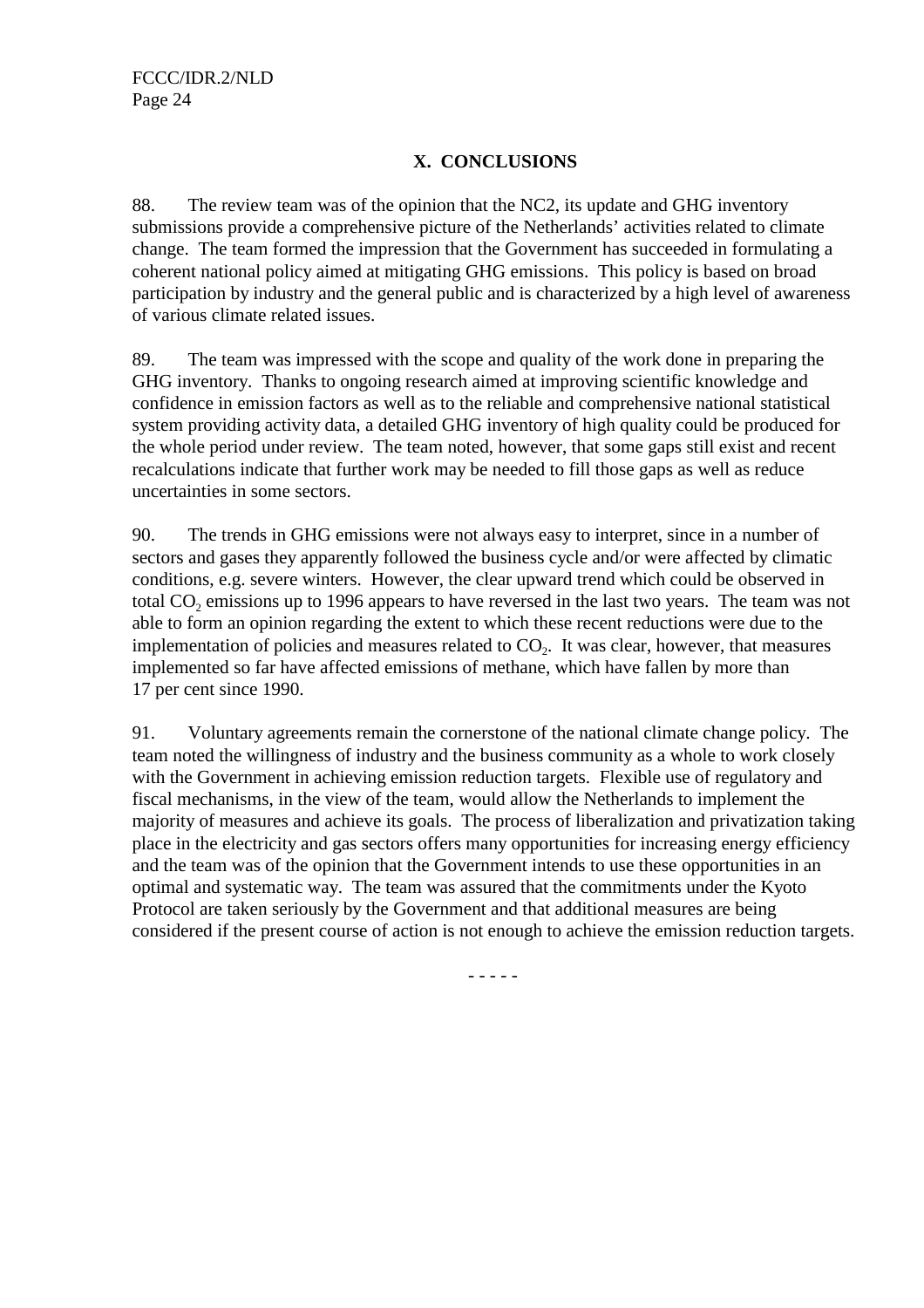## X. CONCLUSIONS

88. The review team was of the opinion that the NC2, its update and GHG inventory submissions provide a comprehensive picture of the Netherlands' activities related to climate change. The team formed the impression that the Government has succeeded in formulating a coherent national policy aimed at mitigating GHG emissions. This policy is based on broad participation by industry and the general public and is characterized by a high level of awareness of various climate related issues.

89. The team was impressed with the scope and quality of the work done in preparing the GHG inventory. Thanks to ongoing research aimed at improving scientific knowledge and confidence in emission factors as well as to the reliable and comprehensive national statistical system providing activity data, a detailed GHG inventory of high quality could be produced for the whole period under review. The team noted, however, that some gaps still exist and recent recalculations indicate that further work may be needed to fill those gaps as well as reduce uncertainties in some sectors.

90. The trends in GHG emissions were not always easy to interpret, since in a number of sectors and gases they apparently followed the business cycle and/or were affected by climatic conditions, e.g. severe winters. However, the clear upward trend which could be observed in total $CO_2$ emissions up to 1996 appears to have reversed in the last two years. The team was not able to form an opinion regarding the extent to which these recent reductions were due to the implementation of policies and measures related to $CO_2$. It was clear, however, that measures implemented so far have affected emissions of methane, which have fallen by more than 17 per cent since 1990.

91. Voluntary agreements remain the cornerstone of the national climate change policy. The team noted the willingness of industry and the business community as a whole to work closely with the Government in achieving emission reduction targets. Flexible use of regulatory and fiscal mechanisms, in the view of the team, would allow the Netherlands to implement the majority of measures and achieve its goals. The process of liberalization and privatization taking place in the electricity and gas sectors offers many opportunities for increasing energy efficiency and the team was of the opinion that the Government intends to use these opportunities in an optimal and systematic way. The team was assured that the commitments under the Kyoto Protocol are taken seriously by the Government and that additional measures are being considered if the present course of action is not enough to achieve the emission reduction targets.

- - - - -